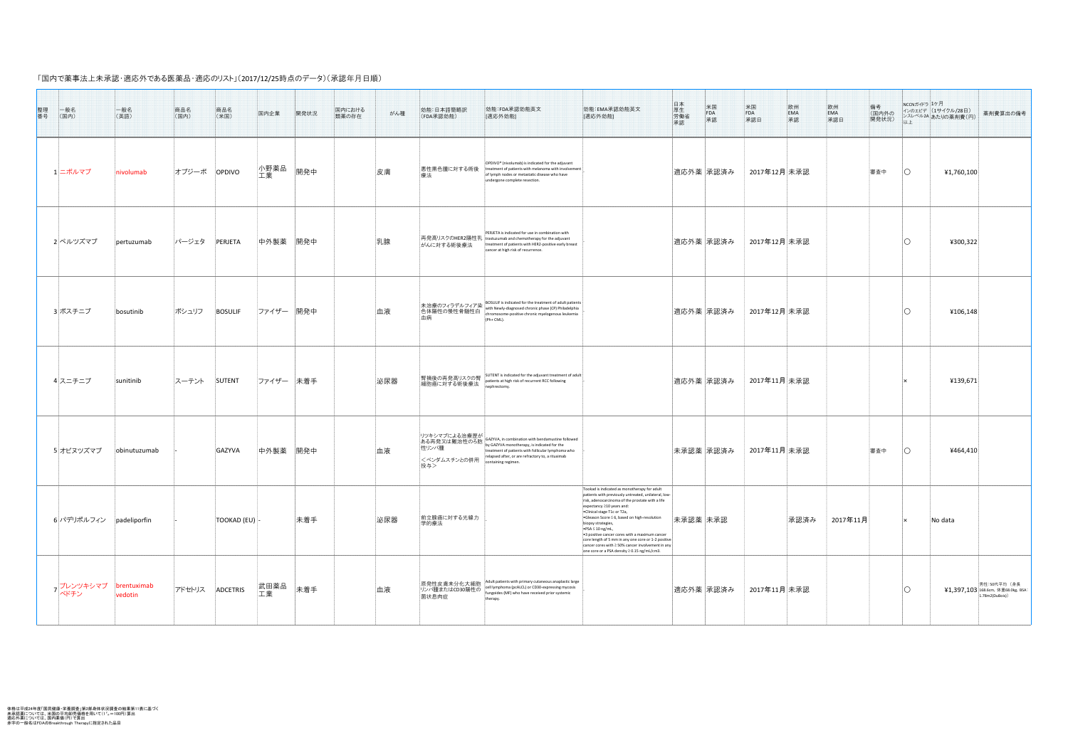「国内で薬事法上未承認・適応外である医薬品・適応のリスト」(2017/12/25時点のデータ)(承認年月日順)

| 整理番号 | 一般名（国内） | 一般名（英語） | 商品名（国内） | 商品名（米国） | 国内企業 | 開発状況 | 国内における類薬の存在 | がん種 | 効能：日本語簡略訳（FDA承認効能） | 効能：FDA承認効能英文［適応外効能］ | 効能：EMA承認効能英文［適応外効能］ | 日本厚生労働省承認 | 米国FDA承認 | 米国FDA承認日 | 欧州EMA承認 | 欧州EMA承認日 | 備考（国内外の開発状況） | NCCNガイドラインのエビデンスレベル2A以上 | 1ケ月（1サイクル/28日）あたりの薬剤費(円) | 薬剤費算出の備考 |
|---|---|---|---|---|---|---|---|---|---|---|---|---|---|---|---|---|---|---|---|---|
| 1 | ニボルマブ | nivolumab | オプジーボ | OPDIVO | 小野薬品工業 | 開発中 | | 皮膚 | 悪性黒色腫に対する術後療法 | OPDIVO® (nivolumab) is indicated for the adjuvant treatment of patients with melanoma with involvement of lymph nodes or metastatic disease who have undergone complete resection. | - | 適応外薬 | 承認済み | 2017年12月 | 未承認 | | 審査中 | ○ | ¥1,760,100 | |
| 2 | ペルツズマブ | pertuzumab | パージェタ | PERJETA | 中外製薬 | 開発中 | | 乳腺 | 再発高リスクのHER2陽性乳がんに対する術後療法 | PERJETA is indicated for use in combination with trastuzumab and chemotherapy for the adjuvant treatment of patients with HER2-positive early breast cancer at high risk of recurrence. | - | 適応外薬 | 承認済み | 2017年12月 | 未承認 | | | ○ | ¥300,322 | |
| 3 | ボスチニブ | bosutinib | ボシュリフ | BOSULIF | ファイザー | 開発中 | | 血液 | 未治療のフィラデルフィア染色体陽性の慢性骨髄性白血病 | BOSULIF is indicated for the treatment of adult patients with Newly-diagnosed chronic phase (CP) Philadelphia chromosome-positive chronic myelogenous leukemia (Ph+ CML). | - | 適応外薬 | 承認済み | 2017年12月 | 未承認 | | | ○ | ¥106,148 | |
| 4 | スニチニブ | sunitinib | スーテント | SUTENT | ファイザー | 未着手 | | 泌尿器 | 腎摘後の再発高リスクの腎細胞癌に対する術後療法 | SUTENT is indicated for the adjuvant treatment of adult patients at high risk of recurrent RCC following nephrectomy. | - | 適応外薬 | 承認済み | 2017年11月 | 未承認 | | | × | ¥139,671 | |
| 5 | オビヌツズマブ | obinutuzumab | - | GAZYVA | 中外製薬 | 開発中 | | 血液 | リツキシマブによる治療歴がある再発又は難治性のろ胞性リンパ腫＜ベンダムスチンとの併用投与＞ | GAZYVA, in combination with bendamustine followed by GAZYVA monotherapy, is indicated for the treatment of patients with follicular lymphoma who relapsed after, or are refractory to, a rituximab containing regimen. | - | 未承認薬 | 承認済み | 2017年11月 | 未承認 | | 審査中 | ○ | ¥464,410 | |
| 6 | パデリポルフィン | padeliporfin | - | TOOKAD (EU) | - | 未着手 | | 泌尿器 | 前立腺癌に対する光線力学的療法 | - | Tookad is indicated as monotherapy for adult patients with previously untreated, unilateral, low-risk, adenocarcinoma of the prostate with a life expectancy ≥10 years and: •Clinical stage T1c or T2a, •Gleason Score ≤ 6, based on high-resolution biopsy strategies, •PSA ≤ 10 ng/mL, •3 positive cancer cores with a maximum cancer core length of 5 mm in any one core or 1-2 positive cancer cores with ≥ 50% cancer involvement in any one core or a PSA density ≥ 0.15 ng/mL/cm3. | 未承認薬 | 未承認 | | 承認済み | 2017年11月 | | × | No data | |
| 7 | ブレンツキシマブベドチン | brentuximab vedotin | アドセトリス | ADCETRIS | 武田薬品工業 | 未着手 | | 血液 | 原発性皮膚未分化大細胞リンパ腫またはCD30陽性の菌状息肉症 | Adult patients with primary cutaneous anaplastic large cell lymphoma (pcALCL) or CD30-expressing mycosis fungoides (MF) who have received prior systemic therapy. | - | 適応外薬 | 承認済み | 2017年11月 | 未承認 | | | ○ | ¥1,397,103 | 男性：50代平均（身長168.6cm、体重68.0kg、BSA: 1.78m2[DuBois]） |

体格は平成24年度「国民健康・栄養調査」第2部身体状況調査の結果第11表に基づく
未承認薬については、米国の平均卸売価格を用いて(1＄＝100円)算出
適応外薬については、国内薬価(円)で算出
赤字の一般名はFDAのBreakthrough Therapyに指定された品目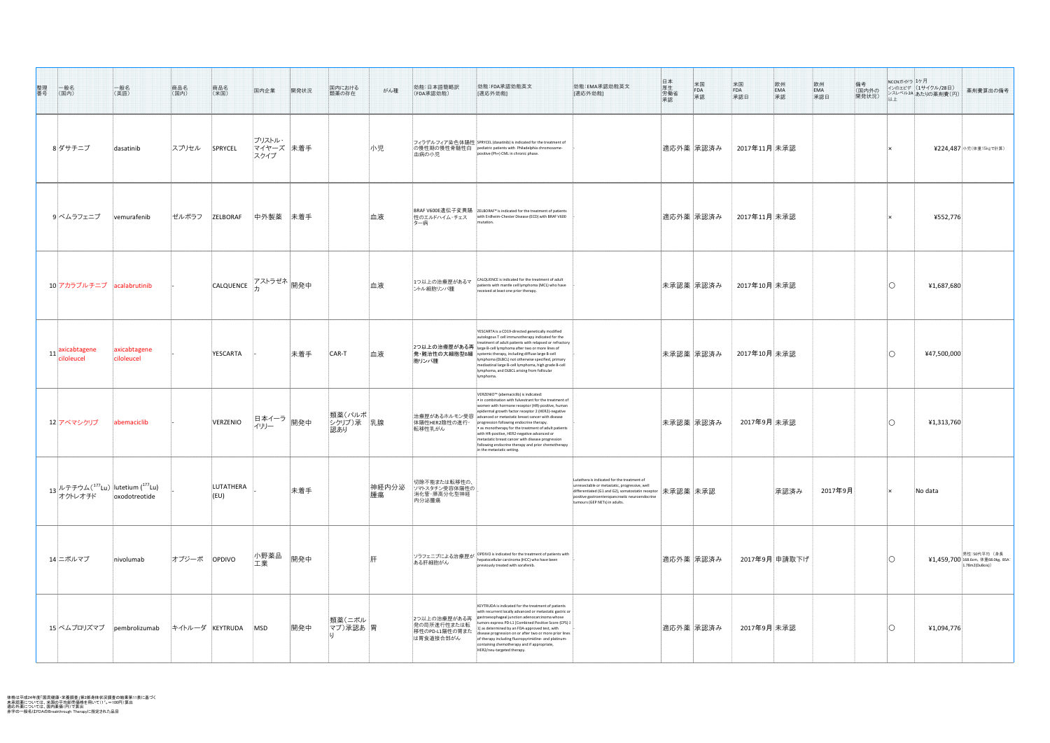| 整理番号 | 一般名（国内） | 一般名（英語） | 商品名（国内） | 商品名（米国） | 国内企業 | 開発状況 | 国内における類薬の存在 | がん種 | 効能：日本語簡略訳（FDA承認効能） | 効能：FDA承認効能英文 [適応外効能] | 効能：EMA承認効能英文 [適応外効能] | 日本厚生労働省承認 | 米国FDA承認 | 米国FDA承認日 | 欧州EMA承認 | 欧州EMA承認日 | 備考（国内外の開発状況） | NCCNガイドラインのエビデンスレベル2A以上 | 1ケ月（1サイクル/28日）あたりの薬剤費（円） | 薬剤費算出の備考 |
|---|---|---|---|---|---|---|---|---|---|---|---|---|---|---|---|---|---|---|---|---|
| 8 | ダサチニブ | dasatinib | スプリセル | SPRYCEL | ブリストル・マイヤーズ スクイブ | 未着手 | | 小児 | フィラデルフィア染色体陽性の慢性期の慢性骨髄性白血病の小児 | SPRYCEL (dasatinib) is indicated for the treatment of pediatric patients with Philadelphia chromosome-positive (Ph+) CML in chronic phase. | - | 適応外薬 | 承認済み | 2017年11月 | 未承認 | | | × | ¥224,487 | 小児(体重15kgで計算) |
| 9 | ベムラフェニブ | vemurafenib | ゼルボラフ | ZELBORAF | 中外製薬 | 未着手 | | 血液 | BRAF V600E遺伝子変異陽性のエルドハイム・チェスター病 | ZELBORAF® is indicated for the treatment of patients with Erdheim-Chester Disease (ECD) with BRAF V600 mutation. | - | 適応外薬 | 承認済み | 2017年11月 | 未承認 | | | × | ¥552,776 | |
| 10 | アカラブルチニブ | acalabrutinib | - | CALQUENCE | アストラゼネカ | 開発中 | | 血液 | 1つ以上の治療歴があるマントル細胞リンパ腫 | CALQUENCE is indicated for the treatment of adult patients with mantle cell lymphoma (MCL) who have received at least one prior therapy. | - | 未承認薬 | 承認済み | 2017年10月 | 未承認 | | | ○ | ¥1,687,680 | |
| 11 | axicabtagene ciloleucel | axicabtagene ciloleucel | - | YESCARTA | - | 未着手 | CAR-T | 血液 | 2つ以上の治療歴がある再発・難治性の大細胞型B細胞リンパ腫 | YESCARTA is a CD19-directed genetically modified autologous T cell immunotherapy indicated for the treatment of adult patients with relapsed or refractory large B-cell lymphoma after two or more lines of systemic therapy, including diffuse large B-cell lymphoma (DLBCL) not otherwise specified, primary mediastinal large B-cell lymphoma, high grade B-cell lymphoma, and DLBCL arising from follicular lymphoma. | - | 未承認薬 | 承認済み | 2017年10月 | 未承認 | | | ○ | ¥47,500,000 | |
| 12 | アベマシクリブ | abemaciclib | - | VERZENIO | 日本イーライリリー | 開発中 | 類薬（パルボシクリブ）承認あり | 乳腺 | 治療歴があるホルモン受容体陽性HER2陰性の進行・転移性乳がん | VERZENIO™ (abemaciclib) is indicated: • in combination with fulvestrant for the treatment of women with hormone receptor (HR)-positive, human epidermal growth factor receptor 2 (HER2)-negative advanced or metastatic breast cancer with disease progression following endocrine therapy. • as monotherapy for the treatment of adult patients with HR-positive, HER2-negative advanced or metastatic breast cancer with disease progression following endocrine therapy and prior chemotherapy in the metastatic setting. | - | 未承認薬 | 承認済み | 2017年9月 | 未承認 | | | ○ | ¥1,313,760 | |
| 13 | ルテチウム($^{177}$Lu) オクトレオチド | lutetium ($^{177}$Lu) oxodotreotide | | LUTATHERA (EU) | - | 未着手 | | 神経内分泌腫瘍 | 切除不能または転移性の、ソマトスタチン受容体陽性の消化管・膵高分化型神経内分泌腫瘍 | - | Lutathera is indicated for the treatment of unresectable or metastatic, progressive, well differentiated (G1 and G2), somatostatin receptor positive gastroenteropancreatic neuroendocrine tumours (GEP NETs) in adults. | 未承認薬 | 未承認 | | 承認済み | 2017年9月 | | × | No data | |
| 14 | ニボルマブ | nivolumab | オプジーボ | OPDIVO | 小野薬品工業 | 開発中 | | 肝 | ソラフェニブによる治療歴がある肝細胞がん | OPDIVO is indicated for the treatment of patients with hepatocellular carcinoma (HCC) who have been previously treated with sorafenib. | - | 適応外薬 | 承認済み | 2017年9月 | 申請取下げ | | | ○ | ¥1,459,700 | 男性：50代平均（身長168.6cm、体重68.0kg、BSA:1.78m2(DuBois)） |
| 15 | ペムブロリズマブ | pembrolizumab | キイトルーダ | KEYTRUDA | MSD | 開発中 | 類薬（ニボルマブ）承認あり | 胃 | 2つ以上の治療歴がある再発の局所進行性または転移性のPD-L1陽性の胃または胃食道接合部がん | KEYTRUDA is indicated for the treatment of patients with recurrent locally advanced or metastatic gastric or gastroesophageal junction adenocarcinoma whose tumors express PD-L1 [Combined Positive Score (CPS) ≥ 1] as determined by an FDA-approved test, with disease progression on or after two or more prior lines of therapy including fluoropyrimidine- and platinum-containing chemotherapy and if appropriate, HER2/neu-targeted therapy. | - | 適応外薬 | 承認済み | 2017年9月 | 未承認 | | | ○ | ¥1,094,776 | |

体格は平成24年度「国民健康・栄養調査」第2部身体状況調査の結果第11表に基づく
未承認薬については、米国の平均卸売価格を用いて(1＄＝100円)算出
適応外薬については、国内薬価(円)で算出
赤字の一般名はFDAのBreakthrough Therapyに指定された品目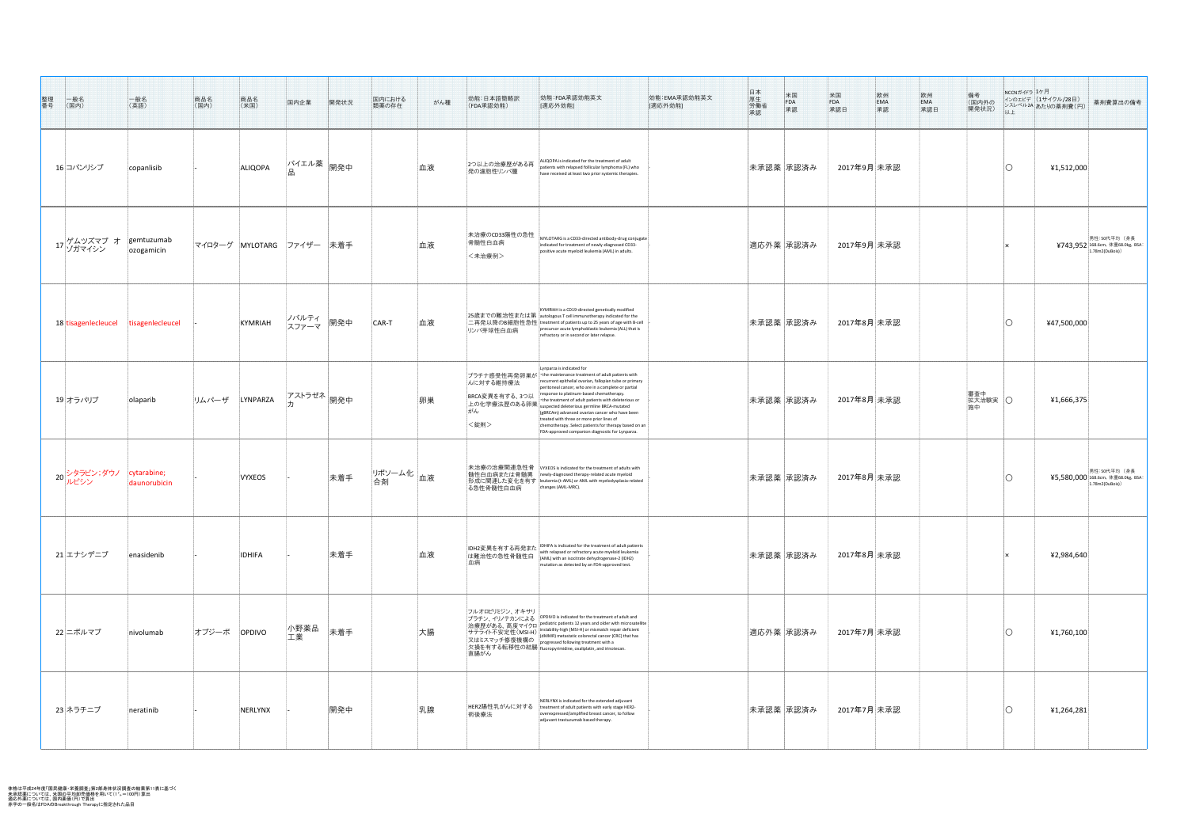| 整理番号 | 一般名（国内） | 一般名（英語） | 商品名（国内） | 商品名（米国） | 国内企業 | 開発状況 | 国内における類薬の存在 | がん種 | 効能：日本語簡略訳（FDA承認効能） | 効能：FDA承認効能英文 [適応外効能] | 効能：EMA承認効能英文 [適応外効能] | 日本厚生労働省承認 | 米国FDA承認 | 米国FDA承認日 | 欧州EMA承認 | 欧州EMA承認日 | 備考（国内外の開発状況） | NCCNガイドラインのエビデンスレベル2A以上 | 1ヶ月（1サイクル/28日）あたりの薬剤費（円） | 薬剤費算出の備考 |
|---|---|---|---|---|---|---|---|---|---|---|---|---|---|---|---|---|---|---|---|---|
| 16 | コパンリシブ | copanlisib | - | ALIQOPA | バイエル薬品 | 開発中 | | 血液 | 2つ以上の治療歴がある再発の濾胞性リンパ腫 | ALIQOPA is indicated for the treatment of adult patients with relapsed follicular lymphoma (FL) who have received at least two prior systemic therapies. | - | 未承認薬 | 承認済み | 2017年9月 | 未承認 | | | ○ | ¥1,512,000 | |
| 17 | ゲムツズマブ オゾガマイシン | gemtuzumab ozogamicin | マイロターグ | MYLOTARG | ファイザー | 未着手 | | 血液 | 未治療のCD33陽性の急性骨髄性白血病<br><未治療例> | MYLOTARG is a CD33-directed antibody-drug conjugate indicated for treatment of newly-diagnosed CD33-positive acute myeloid leukemia (AML) in adults. | - | 適応外薬 | 承認済み | 2017年9月 | 未承認 | | | × | ¥743,952 | 男性：50代平均（身長168.6cm、体重68.0kg、BSA：1.78m2(DuBois)） |
| 18 | tisagenlecleucel | tisagenlecleucel | - | KYMRIAH | ノバルティス ファーマ | 開発中 | CAR-T | 血液 | 25歳までの難治性または第二再発以降のB細胞性急性リンパ芽球性白血病 | KYMRIAH is a CD19-directed genetically modified autologous T cell immunotherapy indicated for the treatment of patients up to 25 years of age with B-cell precursor acute lymphoblastic leukemia (ALL) that is refractory or in second or later relapse. | - | 未承認薬 | 承認済み | 2017年8月 | 未承認 | | | ○ | ¥47,500,000 | |
| 19 | オラパリブ | olaparib | リムパーザ | LYNPARZA | アストラゼネカ | 開発中 | | 卵巣 | プラチナ感受性再発卵巣がんに対する維持療法<br>BRCA変異を有する、3つ以上の化学療法歴のある卵巣がん<br><錠剤> | Lynparza is indicated for<br>・the maintenance treatment of adult patients with recurrent epithelial ovarian, fallopian tube or primary peritoneal cancer, who are in a complete or partial response to platinum-based chemotherapy.<br>・the treatment of adult patients with deleterious or suspected deleterious germline BRCA-mutated (gBRCAm) advanced ovarian cancer who have been treated with three or more prior lines of chemotherapy. Select patients for therapy based on an FDA-approved companion diagnostic for Lynparza. | - | 未承認薬 | 承認済み | 2017年8月 | 未承認 | | 審査中<br>拡大治験実施中 | ○ | ¥1,666,375 | |
| 20 | シタラビン：ダウノルビシン | cytarabine; daunorubicin | - | VYXEOS | - | 未着手 | リポソーム化合剤 | 血液 | 未治療の治療関連急性骨髄性白血病または骨髄異形成に関連した変化を有する急性骨髄性白血病 | VYXEOS is indicated for the treatment of adults with newly-diagnosed therapy-related acute myeloid leukemia (t-AML) or AML with myelodysplasia-related changes (AML-MRC). | - | 未承認薬 | 承認済み | 2017年8月 | 未承認 | | | ○ | ¥5,580,000 | 男性：50代平均（身長168.6cm、体重68.0kg、BSA：1.78m2(DuBois)） |
| 21 | エナシデニブ | enasidenib | - | IDHIFA | - | 未着手 | | 血液 | IDH2変異を有する再発または難治性の急性骨髄性白血病 | IDHIFA is indicated for the treatment of adult patients with relapsed or refractory acute myeloid leukemia (AML) with an isocitrate dehydrogenase-2 (IDH2) mutation as detected by an FDA-approved test. | - | 未承認薬 | 承認済み | 2017年8月 | 未承認 | | | × | ¥2,984,640 | |
| 22 | ニボルマブ | nivolumab | オプジーボ | OPDIVO | 小野薬品工業 | 未着手 | | 大腸 | フルオロピリミジン、オキサリプラチン、イリノテカンによる治療歴がある、高度マイクロサテライト不安定性(MSI-H)又はミスマッチ修復機構の欠損を有する転移性の結腸直腸がん | OPDIVO is indicated for the treatment of adult and pediatric patients 12 years and older with microsatellite instability-high (MSI-H) or mismatch repair deficient (dMMR) metastatic colorectal cancer (CRC) that has progressed following treatment with a fluoropyrimidine, oxaliplatin, and irinotecan. | - | 適応外薬 | 承認済み | 2017年7月 | 未承認 | | | ○ | ¥1,760,100 | |
| 23 | ネラチニブ | neratinib | - | NERLYNX | - | 開発中 | | 乳腺 | HER2陽性乳がんに対する術後療法 | NERLYNX is indicated for the extended adjuvant treatment of adult patients with early stage HER2-overexpressed/amplified breast cancer, to follow adjuvant trastuzumab based therapy. | - | 未承認薬 | 承認済み | 2017年7月 | 未承認 | | | ○ | ¥1,264,281 | |

体格は平成24年度「国民健康・栄養調査」第2部身体状況調査の結果第11表に基づく
未承認薬については、米国の平均卸売価格を用いて(1＄＝100円)算出
適応外薬については、国内薬価(円)で算出
赤字の一般名はFDAのBreakthrough Therapyに指定された品目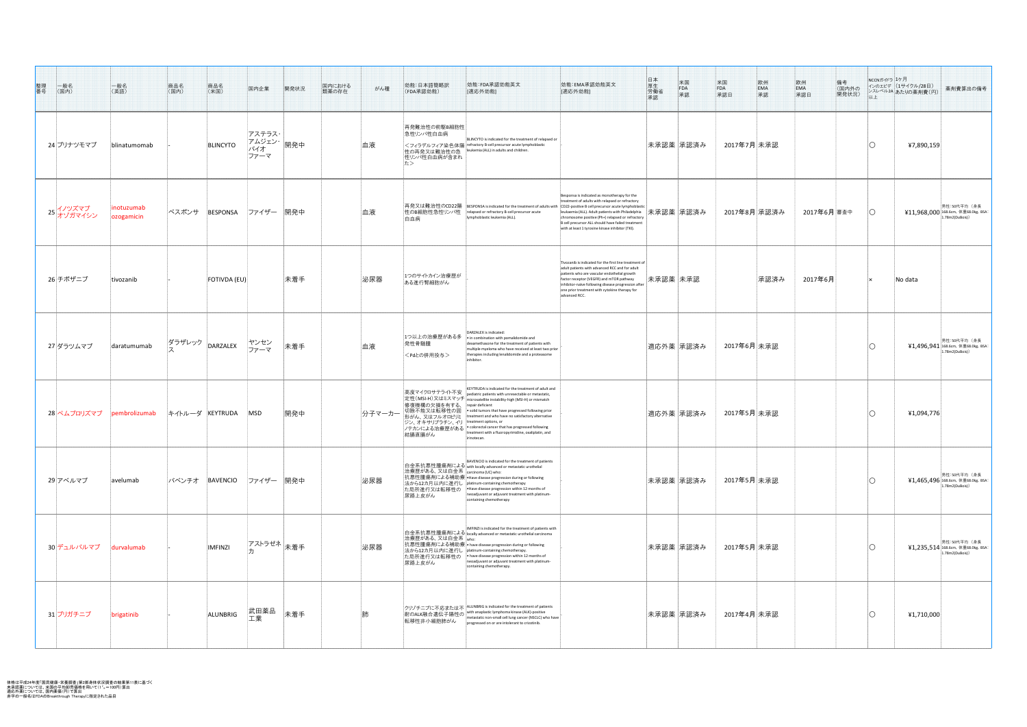| 整理番号 | 一般名（国内） | 一般名（英語） | 商品名（国内） | 商品名（米国） | 国内企業 | 開発状況 | 国内における類薬の存在 | がん種 | 効能：日本語簡略訳（FDA承認効能） | 効能：FDA承認効能英文 [適応外効能] | 効能：EMA承認効能英文 [適応外効能] | 日本 厚生労働省 承認 | 米国 FDA 承認 | 米国 FDA 承認日 | 欧州 EMA 承認 | 欧州 EMA 承認日 | 備考（国内外の開発状況） | NCCNガイドラインのエビデンスレベル2A以上 | 1ケ月（1サイクル/28日）あたりの薬剤費（円） | 薬剤費算出の備考 |
|---|---|---|---|---|---|---|---|---|---|---|---|---|---|---|---|---|---|---|---|---|
| 24 | ブリナツモマブ | blinatumomab | - | BLINCYTO | アステラス・アムジェン・バイオファーマ | 開発中 | | 血液 | 再発難治性の前駆B細胞性急性リンパ性白血病<br><フィラデルフィア染色体陽性の再発又は難治性の急性リンパ性白血病が含まれた> | BLINCYTO is indicated for the treatment of relapsed or refractory B-cell precursor acute lymphoblastic leukemia (ALL) in adults and children. | - | 未承認薬 | 承認済み | 2017年7月 | 未承認 | | | ○ | ¥7,890,159 | |
| 25 | イノツズマブ オゾガマイシン | inotuzumab ozogamicin | ベスポンサ | BESPONSA | ファイザー | 開発中 | | 血液 | 再発又は難治性のCD22陽性のB細胞性急性リンパ性白血病 | BESPONSA is indicated for the treatment of adults with relapsed or refractory B-cell precursor acute lymphoblastic leukemia (ALL). | Besponsa is indicated as monotherapy for the treatment of adults with relapsed or refractory CD22-positive B cell precursor acute lymphoblastic leukaemia (ALL). Adult patients with Philadelphia chromosome positive (Ph+) relapsed or refractory B cell precursor ALL should have failed treatment with at least 1 tyrosine kinase inhibitor (TKI). | 未承認薬 | 承認済み | 2017年8月 | 承認済み | 2017年6月 | 審査中 | ○ | ¥11,968,000 | 男性･50代平均（身長168.6cm、体重68.0kg、BSA 1.78m2(DuBois)) |
| 26 | チボザニブ | tivozanib | - | FOTIVDA (EU) | | 未着手 | | 泌尿器 | 1つのサイトカイン治療歴がある進行腎細胞がん | | Tivozanib is indicated for the first line treatment of adult patients with advanced RCC and for adult patients who are vascular endothelial growth factor receptor (VEGFR) and mTOR pathway inhibitor-naïve following disease progression after one prior treatment with cytokine therapy for advanced RCC. | 未承認薬 | 未承認 | | 承認済み | 2017年6月 | | × | No data | |
| 27 | ダラツムマブ | daratumumab | ダラザレックス | DARZALEX | ヤンセンファーマ | 未着手 | | 血液 | 1つ以上の治療歴がある多発性骨髄腫<br><Pdとの併用投与> | DARZALEX is indicated:<br>• in combination with pomalidomide and dexamethasone for the treatment of patients with multiple myeloma who have received at least two prior therapies including lenalidomide and a proteasome inhibitor. | - | 適応外薬 | 承認済み | 2017年6月 | 未承認 | | | ○ | ¥1,496,941 | 男性･50代平均（身長168.6cm、体重68.0kg、BSA 1.78m2(DuBois)) |
| 28 | ペムブロリズマブ | pembrolizumab | キイトルーダ | KEYTRUDA | MSD | 開発中 | | 分子マーカー | 高度マイクロサテライト不安定性（MSI-H）又はミスマッチ修復機構の欠損を有する、切除不能又は転移性の固形がん、又はフルオロピリミジン、オキサリプラチン、イリノテカンによる治療歴がある結腸直腸がん | KEYTRUDA is indicated for the treatment of adult and pediatric patients with unresectable or metastatic, microsatellite instability-high (MSI-H) or mismatch repair deficient<br>• solid tumors that have progressed following prior treatment and who have no satisfactory alternative treatment options, or<br>• colorectal cancer that has progressed following treatment with a fluoropyrimidine, oxaliplatin, and irinotecan. | - | 適応外薬 | 承認済み | 2017年5月 | 未承認 | | | ○ | ¥1,094,776 | |
| 29 | アベルマブ | avelumab | バベンチオ | BAVENCIO | ファイザー | 開発中 | | 泌尿器 | 白金系抗悪性腫瘍剤による治療歴がある、又は白金系抗悪性腫瘍剤による補助療法から12カ月以内に進行した局所進行又は転移性の尿路上皮がん | BAVENCIO is indicated for the treatment of patients with locally advanced or metastatic urothelial carcinoma (UC) who:<br>• Have disease progression during or following platinum-containing chemotherapy<br>• Have disease progression within 12 months of neoadjuvant or adjuvant treatment with platinum-containing chemotherapy | - | 未承認薬 | 承認済み | 2017年5月 | 未承認 | | | ○ | ¥1,465,496 | 男性･50代平均（身長168.6cm、体重68.0kg、BSA 1.78m2(DuBois)) |
| 30 | デュルバルマブ | durvalumab | - | IMFINZI | アストラゼネカ | 未着手 | | 泌尿器 | 白金系抗悪性腫瘍剤による治療歴がある、又は白金系抗悪性腫瘍剤による補助療法から12カ月以内に進行した局所進行又は転移性の尿路上皮がん | IMFINZI is indicated for the treatment of patients with locally advanced or metastatic urothelial carcinoma who:<br>• have disease progression during or following platinum-containing chemotherapy.<br>• have disease progression within 12 months of neoadjuvant or adjuvant treatment with platinum-containing chemotherapy. | - | 未承認薬 | 承認済み | 2017年5月 | 未承認 | | | ○ | ¥1,235,514 | 男性･50代平均（身長168.6cm、体重68.0kg、BSA 1.78m2(DuBois)) |
| 31 | ブリガチニブ | brigatinib | - | ALUNBRIG | 武田薬品工業 | 未着手 | | 肺 | クリゾチニブに不応または不耐のALK融合遺伝子陽性の転移性非小細胞肺がん | ALUNBRIG is indicated for the treatment of patients with anaplastic lymphoma kinase (ALK)-positive metastatic non-small cell lung cancer (NSCLC) who have progressed on or are intolerant to crizotinib. | - | 未承認薬 | 承認済み | 2017年4月 | 未承認 | | | ○ | ¥1,710,000 | |

体格は平成24年度「国民健康・栄養調査」第2部身体状況調査の結果第11表に基づく
未承認薬については、米国の平均販売価格を用いて(1＄＝100円)算出
適応外薬については、国内薬価(円)で算出
赤字の一般名はFDAのBreakthrough Therapyに指定された品目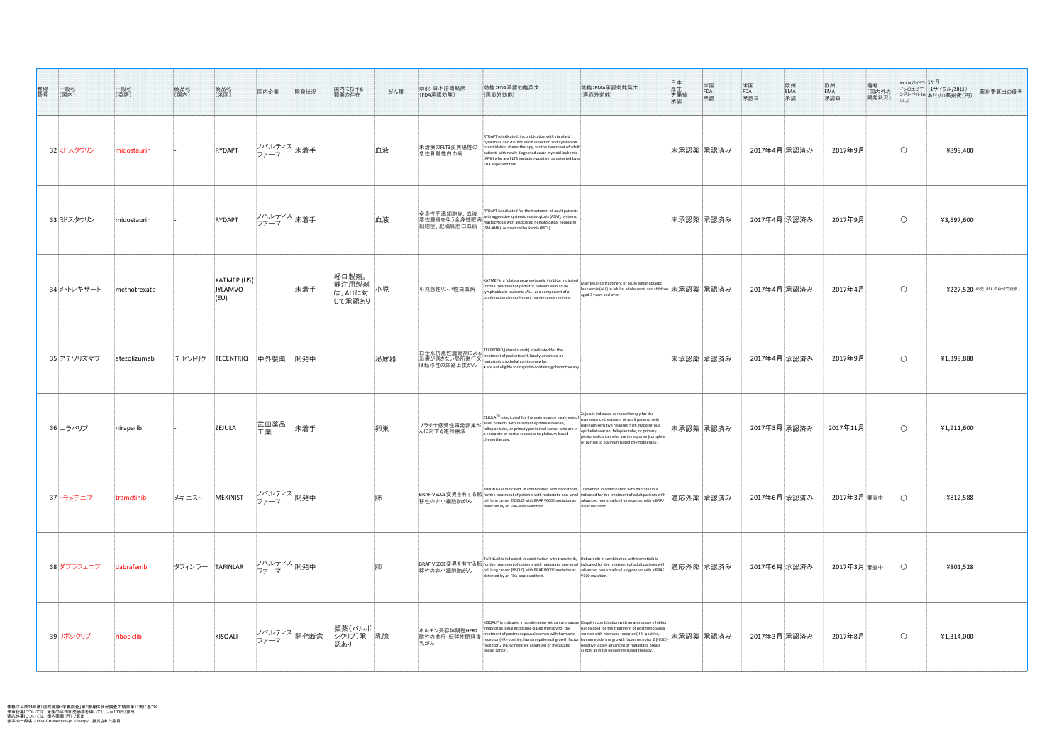| 整理番号 | 一般名（国内） | 一般名（英語） | 商品名（国内） | 商品名（米国） | 国内企業 | 開発状況 | 国内における類薬の存在 | がん種 | 効能：日本語簡略訳（FDA承認効能） | 効能：FDA承認効能英文[適応外効能] | 効能：EMA承認効能英文[適応外効能] | 日本厚生労働省承認 | 米国FDA承認 | 米国FDA承認日 | 欧州EMA承認 | 欧州EMA承認日 | 備考（国内外の開発状況） | NCCNガイドラインのエビデンスレベル2A以上 | 1ケ月（1サイクル/28日）あたりの薬剤費（円） | 薬剤費算出の備考 |
|---|---|---|---|---|---|---|---|---|---|---|---|---|---|---|---|---|---|---|---|---|
| 32 | ミドスタウリン | midostaurin | - | RYDAPT | ノバルティスファーマ | 未着手 | | 血液 | 未治療のFLT3変異陽性の急性骨髄性白血病 | RYDAPT is indicated, in combination with standard cytarabine and daunorubicin induction and cytarabine consolidation chemotherapy, for the treatment of adult patients with newly diagnosed acute myeloid leukemia (AML) who are FLT3 mutation-positive, as detected by a FDA approved test. | | 未承認薬 | 承認済み | 2017年4月 | 承認済み | 2017年9月 | | ○ | ¥899,400 | |
| 33 | ミドスタウリン | midostaurin | - | RYDAPT | ノバルティスファーマ | 未着手 | | 血液 | 全身性肥満細胞症、血液悪性腫瘍を伴う全身性肥満細胞症、肥満細胞白血病 | RYDAPT is indicated for the treatment of adult patients with aggressive systemic mastocytosis (ASM), systemic mastocytosis with associated hematological neoplasm (SM-AHN), or mast cell leukemia (MCL). | - | 未承認薬 | 承認済み | 2017年4月 | 承認済み | 2017年9月 | | ○ | ¥3,597,600 | |
| 34 | メトトレキサート | methotrexate | - | XATMEP (US) JYLAMVO (EU) | - | 未着手 | 経口製剤、静注用製剤は、ALLに対して承認あり | 小児 | 小児急性リンパ性白血病 | XATMEP is a folate analog metabolic inhibitor indicated for the treatment of pediatric patients with acute lymphoblastic leukemia (ALL) as a component of a combination chemotherapy maintenance regimen. | Maintenance treatment of acute lymphoblastic leukaemia (ALL) in adults, adolescents and children aged 3 years and over. | 未承認薬 | 承認済み | 2017年4月 | 承認済み | 2017年4月 | | ○ | ¥227,520 | 小児（BSA：0.6m2で計算） |
| 35 | アテゾリズマブ | atezolizumab | テセントリク | TECENTRIQ | 中外製薬 | 開発中 | | 泌尿器 | 白金系抗悪性腫瘍剤による治療が適さない局所進行又は転移性の尿路上皮がん | TECENTRIQ (atezolizumab) is indicated for the treatment of patients with locally advanced or metastatic urothelial carcinoma who: • are not eligible for cisplatin-containing chemotherapy | - | 未承認薬 | 承認済み | 2017年4月 | 承認済み | 2017年9月 | | ○ | ¥1,399,888 | |
| 36 | ニラパリブ | niraparib | - | ZEJULA | 武田薬品工業 | 未着手 | | 卵巣 | プラチナ感受性再発卵巣がんに対する維持療法 | ZEJULA™ is indicated for the maintenance treatment of adult patients with recurrent epithelial ovarian, fallopian tube, or primary peritoneal cancer who are in a complete or partial response to platinum-based chemotherapy. | Zejula is indicated as monotherapy for the maintenance treatment of adult patients with platinum-sensitive relapsed high grade serous epithelial ovarian, fallopian tube, or primary peritoneal cancer who are in response (complete or partial) to platinum-based chemotherapy. | 未承認薬 | 承認済み | 2017年3月 | 承認済み | 2017年11月 | | ○ | ¥1,911,600 | |
| 37 | トラメチニブ | trametinib | メキニスト | MEKINIST | ノバルティスファーマ | 開発中 | | 肺 | BRAF V600E変異を有する転移性の非小細胞肺がん | MEKINIST is indicated, in combination with dabrafenib, for the treatment of patients with metastatic non-small cell lung cancer (NSCLC) with BRAF V600E mutation as detected by an FDA-approved test. | Trametinib in combination with dabrafenib is indicated for the treatment of adult patients with advanced non-small cell lung cancer with a BRAF V600 mutation. | 適応外薬 | 承認済み | 2017年6月 | 承認済み | 2017年3月 | 審査中 | ○ | ¥812,588 | |
| 38 | ダブラフェニブ | dabrafenib | タフィンラー | TAFINLAR | ノバルティスファーマ | 開発中 | | 肺 | BRAF V600E変異を有する転移性の非小細胞肺がん | TAFINLAR is indicated, in combination with trametinib, for the treatment of patients with metastatic non-small cell lung cancer (NSCLC) with BRAF V600E mutation as detected by an FDA-approved test. | Dabrafenib in combination with trametinib is indicated for the treatment of adult patients with advanced non-small cell lung cancer with a BRAF V600 mutation. | 適応外薬 | 承認済み | 2017年6月 | 承認済み | 2017年3月 | 審査中 | ○ | ¥801,528 | |
| 39 | リボシクリブ | ribociclib | - | KISQALI | ノバルティスファーマ | 開発断念 | 類薬（パルボシクリブ）承認あり | 乳腺 | ホルモン受容体陽性HER2陰性の進行・転移性閉経後乳がん | KISQALI® is indicated in combination with an aromatase inhibitor as initial endocrine-based therapy for the treatment of postmenopausal women with hormone receptor (HR)-positive, human epidermal growth factor receptor 2 (HER2)-negative advanced or metastatic breast cancer. | Kisqali in combination with an aromatase inhibitor is indicated for the treatment of postmenopausal women with hormone receptor (HR)-positive, human epidermal growth factor receptor 2 (HER2)-negative locally advanced or metastatic breast cancer as initial endocrine-based therapy. | 未承認薬 | 承認済み | 2017年3月 | 承認済み | 2017年8月 | | ○ | ¥1,314,000 | |

体格は平成24年度「国民健康・栄養調査」第2部身体状況調査の結果第11表に基づく
未承認薬については、米国の平均卸売価格を用いて(1ドル＝100円)算出
適応外薬については、国内薬価(円)で算出
赤字の一般名はFDAのBreakthrough Therapyに指定された品目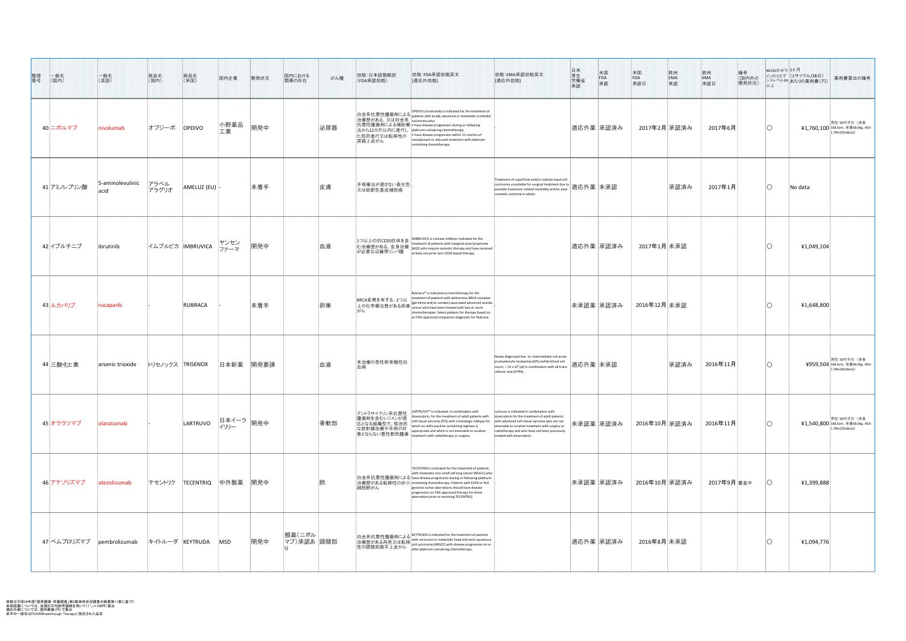| 整理番号 | 一般名（国内） | 一般名（英語） | 商品名（国内） | 商品名（米国） | 国内企業 | 開発状況 | 国内における類薬の存在 | がん種 | 効能：日本語簡略訳（FDA承認効能） | 効能：FDA承認効能英文[適応外効能] | 効能：EMA承認効能英文[適応外効能] | 日本厚生労働省承認 | 米国FDA承認 | 米国FDA承認日 | 欧州EMA承認 | 欧州EMA承認日 | 備考（国内外の開発状況） | NCCNガイドラインのエビデンスレベル2A以上 | 1ヶ月（1サイクル/28日）あたりの薬剤費（円） | 薬剤費算出の備考 |
|---|---|---|---|---|---|---|---|---|---|---|---|---|---|---|---|---|---|---|---|---|
| 40 | ニボルマブ | nivolumab | オプジーボ | OPDIVO | 小野薬品工業 | 開発中 | | 泌尿器 | 白金系抗悪性腫瘍剤による治療歴がある、又は白金系抗悪性腫瘍剤による補助療法から12カ月以内に進行した局所進行又は転移性の尿路上皮がん | OPDIVO (nivolumab) is indicated for the treatment of patients with locally advanced or metastatic urothelial carcinoma who: • have disease progression during or following platinum-containing chemotherapy • have disease progression within 12 months of neoadjuvant or adjuvant treatment with platinum-containing chemotherapy. | - | 適応外薬 | 承認済み | 2017年2月 | 承認済み | 2017年6月 | | ○ | ¥1,760,100 | 男性：50代平均（身長168.6cm、体重68.0kg、BSA1.78m2(DuBois)） |
| 41 | アミノレブリン酸 | 5-aminolevulinic acid | アラベル アラグリオ | AMELUZ (EU) | - | 未着手 | | 皮膚 | 手術療法が適さない表在型又は結節型基底細胞癌 | - | Treatment of superficial and/or nodular basal cell carcinoma unsuitable for surgical treatment due to possible treatment-related morbidity and/or poor cosmetic outcome in adults. | 適応外薬 | 未承認 | | 承認済み | 2017年1月 | | ○ | No data | |
| 42 | イブルチニブ | ibrutinib | イムブルビカ | IMBRUVICA | ヤンセンファーマ | 開発中 | | 血液 | 1つ以上の抗CD20抗体を含む治療歴がある、全身治療が必要な辺縁帯リンパ腫 | IMBRUVICA is a kinase inhibitor indicated for the treatment of patients with marginal zone lymphoma (MZL) who require systemic therapy and have received at least one prior anti-CD20-based therapy. | - | 適応外薬 | 承認済み | 2017年1月 | 未承認 | | | ○ | ¥1,049,104 | |
| 43 | ルカパリブ | rucaparib | - | RUBRACA | - | 未着手 | | 卵巣 | BRCA変異を有する、2つ以上の化学療法歴がある卵巣がん | Rubraca™ is indicated as monotherapy for the treatment of patients with deleterious BRCA mutation (germline and/or somatic) associated advanced ovarian cancer who have been treated with two or more chemotherapies. Select patients for therapy based on an FDA-approved companion diagnostic for Rubraca. | - | 未承認薬 | 承認済み | 2016年12月 | 未承認 | | | ○ | ¥1,648,800 | |
| 44 | 三酸化ヒ素 | arsenic trioxide | トリセノックス | TRISENOX | 日本新薬 | 開発要請 | | 血液 | 未治療の急性前骨髄性白血病 | - | Newly diagnosed low- to-intermediate risk acute promyelocytic leukaemia (APL) (white blood cell count, ≤ 10 x $10^3$/μl) in combination with all-trans-retinoic acid (ATRA). | 適応外薬 | 未承認 | | 承認済み | 2016年11月 | | ○ | ¥959,504 | 男性：50代平均（身長168.6cm、体重68.0kg、BSA1.78m2(DuBois)） |
| 45 | オララツマブ | olaratumab | - | LARTRUVO | 日本イーライリリー | 開発中 | | 骨軟部 | アントラサイクリン系抗悪性腫瘍剤を含むレジメンが適応となる組織型で、根治的な放射線治療や手術の対象とならない悪性軟部腫瘍 | LARTRUVO™ is indicated, in combination with doxorubicin, for the treatment of adult patients with soft tissue sarcoma (STS) with a histologic subtype for which an anthracycline-containing regimen is appropriate and which is not amenable to curative treatment with radiotherapy or surgery. | Lartruvo is indicated in combination with doxorubicin for the treatment of adult patients with advanced soft tissue sarcoma who are not amenable to curative treatment with surgery or radiotherapy and who have not been previously treated with doxorubicin. | 未承認薬 | 承認済み | 2016年10月 | 承認済み | 2016年11月 | | ○ | ¥1,540,800 | 男性：50代平均（身長168.6cm、体重68.0kg、BSA1.78m2(DuBois)） |
| 46 | アテゾリズマブ | atezolizumab | テセントリク | TECENTRIQ | 中外製薬 | 開発中 | | 肺 | 白金系抗悪性腫瘍剤による治療歴がある転移性の非小細胞肺がん | TECENTRIQ is indicated for the treatment of patients with metastatic non-small cell lung cancer (NSCLC) who have disease progression during or following platinum-containing chemotherapy. Patients with EGFR or ALK genomic tumor aberrations should have disease progression on FDA-approved therapy for these aberrations prior to receiving TECENTRIQ. | - | 未承認薬 | 承認済み | 2016年10月 | 承認済み | 2017年9月 | 審査中 | ○ | ¥1,399,888 | |
| 47 | ペムブロリズマブ | pembrolizumab | キイトルーダ | KEYTRUDA | MSD | 開発中 | 類薬（ニボルマブ）承認あり | 頭頸部 | 白金系抗悪性腫瘍剤による治療歴がある再発又は転移性の頭頸部扁平上皮がん | KEYTRUDA is indicated for the treatment of patients with recurrent or metastatic head and neck squamous cell carcinoma (HNSCC) with disease progression on or after platinum-containing chemotherapy. | - | 適応外薬 | 承認済み | 2016年8月 | 未承認 | | | ○ | ¥1,094,776 | |

体格は平成24年度「国民健康・栄養調査」第2部身体状況調査の結果第11表に基づく
未承認薬については、米国の平均卸売価格を用いて(1ドル＝100円)算出
適応外薬については、国内薬価(円)で算出
赤字の一般名はFDAのBreakthrough Therapyに指定された品目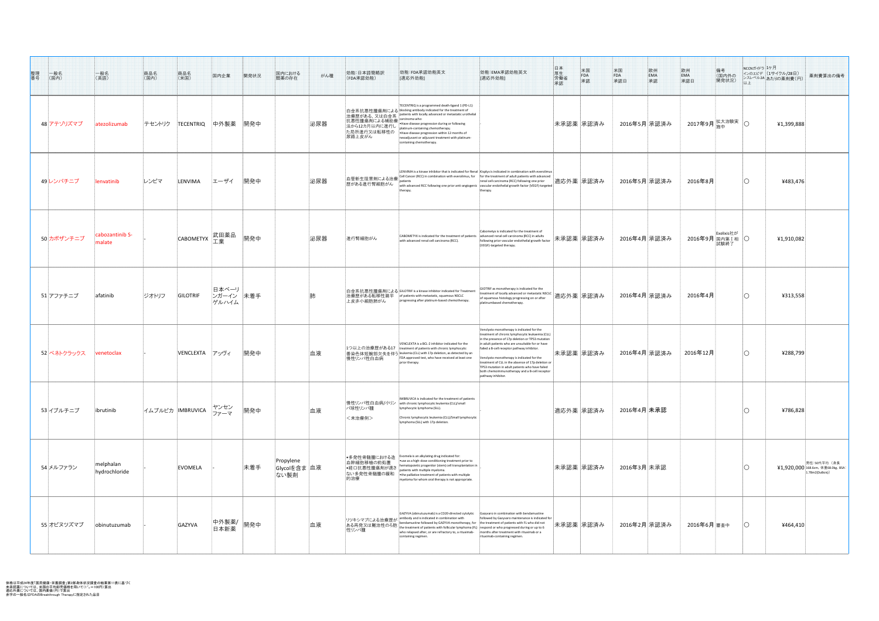| 整理番号 | 一般名（国内） | 一般名（英語） | 商品名（国内） | 商品名（米国） | 国内企業 | 開発状況 | 国内における類薬の存在 | がん種 | 効能：日本語簡略訳（FDA承認効能） | 効能：FDA承認効能英文[適応外効能] | 効能：EMA承認効能英文[適応外効能] | 日本厚生労働省承認 | 米国FDA承認 | 米国FDA承認日 | 欧州EMA承認 | 欧州EMA承認日 | 備考（国内外の開発状況） | NCCNガイドラインのエビデンスレベル2A以上 | 1ケ月（1サイクル/28日）あたりの薬剤費（円） | 薬剤費算出の備考 |
|---|---|---|---|---|---|---|---|---|---|---|---|---|---|---|---|---|---|---|---|---|
| 48 | アテゾリズマブ | atezolizumab | テセントリク | TECENTRIQ | 中外製薬 | 開発中 | | 泌尿器 | 白金系抗悪性腫瘍剤による治療歴がある、又は白金系抗悪性腫瘍剤による補助療法から12カ月以内に進行した局所進行又は転移性の尿路上皮がん | TECENTRIQ is a programmed death-ligand 1 (PD-L1) blocking antibody indicated for the treatment of patients with locally advanced or metastatic urothelial carcinoma who: •Have disease progression during or following platinum-containing chemotherapy. •Have disease progression within 12 months of neoadjuvant or adjuvant treatment with platinum-containing chemotherapy. | - | 未承認薬 | 承認済み | 2016年5月 | 承認済み | 2017年9月 | 拡大治験実施中 | ○ | ¥1,399,888 | |
| 49 | レンバチニブ | lenvatinib | レンビマ | LENVIMA | エーザイ | 開発中 | | 泌尿器 | 血管新生阻害剤による治療歴がある進行腎細胞がん | LENVIMA is a kinase inhibitor that is indicated for Renal Cell Cancer (RCC) in combination with everolimus, for patients with advanced RCC following one prior anti-angiogenic therapy. | Kisplyx is indicated in combination with everolimus for the treatment of adult patients with advanced renal cell carcinoma (RCC) following one prior vascular endothelial growth factor (VEGF)-targeted therapy. | 適応外薬 | 承認済み | 2016年5月 | 承認済み | 2016年8月 | | ○ | ¥483,476 | |
| 50 | カボザンチニブ | cabozantinib S-malate | - | CABOMETYX | 武田薬品工業 | 開発中 | | 泌尿器 | 進行腎細胞がん | CABOMETYX is indicated for the treatment of patients with advanced renal cell carcinoma (RCC). | Cabometyx is indicated for the treatment of advanced renal cell carcinoma (RCC) in adults following prior vascular endothelial growth factor (VEGF)-targeted therapy. | 未承認薬 | 承認済み | 2016年4月 | 承認済み | 2016年9月 | Exelixis社が国内第Ⅰ相試験終了 | ○ | ¥1,910,082 | |
| 51 | アファチニブ | afatinib | ジオトリフ | GILOTRIF | 日本ベーリンガーインゲルハイム | 未着手 | | 肺 | 白金系抗悪性腫瘍剤による治療歴がある転移性扁平上皮非小細胞肺がん | GILOTRIF is a kinase inhibitor indicated for Treatment of patients with metastatic, squamous NSCLC progressing after platinum-based chemotherapy. | GIOTRIF as monotherapy is indicated for the treatment of locally advanced or metastatic NSCLC of squamous histology progressing on or after platinumbased chemotherapy. | 適応外薬 | 承認済み | 2016年4月 | 承認済み | 2016年4月 | | ○ | ¥313,558 | |
| 52 | ベネトクラックス | venetoclax | - | VENCLEXTA | アッヴィ | 開発中 | | 血液 | 1つ以上の治療歴がある17番染色体短腕部欠失を伴う慢性リンパ性白血病 | VENCLEXTA is a BCL-2 inhibitor indicated for the treatment of patients with chronic lymphocytic leukemia (CLL) with 17p deletion, as detected by an FDA approved test, who have received at least one prior therapy. | Venclyxto monotherapy is indicated for the treatment of chronic lymphocytic leukaemia (CLL) in the presence of 17p deletion or TP53 mutation in adult patients who are unsuitable for or have failed a B-cell receptor pathway inhibitor. Venclyxto monotherapy is indicated for the treatment of CLL in the absence of 17p deletion or TP53 mutation in adult patients who have failed both chemoimmunotherapy and a B-cell receptor pathway inhibitor. | 未承認薬 | 承認済み | 2016年4月 | 承認済み | 2016年12月 | | ○ | ¥288,799 | |
| 53 | イブルチニブ | ibrutinib | イムブルビカ | IMBRUVICA | ヤンセンファーマ | 開発中 | | 血液 | 慢性リンパ性白血病/小リンパ球性リンパ腫<br>＜未治療例＞ | IMBRUVICA is indicated for the treatment of patients with chronic lymphocytic leukemia (CLL)/small lymphocytic lymphoma (SLL). Chronic lymphocytic leukemia (CLL)/Small lymphocytic lymphoma (SLL) with 17p deletion. | | 適応外薬 | 承認済み | 2016年4月 | 未承認 | | | ○ | ¥786,828 | |
| 54 | メルファラン | melphalan hydrochloride | - | EVOMELA | - | 未着手 | Propylene Glycolを含まない製剤 | 血液 | •多発性骨髄腫における造血幹細胞移植の前処置<br>•経口抗悪性腫瘍剤が適さない多発性骨髄腫の緩和的治療 | Evomela is an alkylating drug indicated for: •use as a high-dose conditioning treatment prior to hematopoietic progenitor (stem) cell transplantation in patients with multiple myeloma. •the palliative treatment of patients with multiple myeloma for whom oral therapy is not appropriate. | - | 未承認薬 | 承認済み | 2016年3月 | 未承認 | | | ○ | ¥1,920,000 | 男性：50代平均（身長168.6cm、体重68.0kg、BSA 1.78m2(DuBois)） |
| 55 | オビヌツズマブ | obinutuzumab | - | GAZYVA | 中外製薬/日本新薬 | 開発中 | | 血液 | リツキシマブによる治療歴がある再発又は難治性の濾胞性リンパ腫 | GAZYVA (obinutuzumab) is a CD20-directed cytolytic antibody and is indicated in combination with bendamustine followed by GAZYVA monotherapy, for the treatment of patients with follicular lymphoma (FL) who relapsed after, or are refractory to, a rituximab-containing regimen. | Gazyvaro in combination with bendamustine followed by Gazyvaro maintenance is indicated for the treatment of patients with FL who did not respond or who progressed during or up to 6 months after treatment with rituximab or a rituximab-containing regimen. | 未承認薬 | 承認済み | 2016年2月 | 承認済み | 2016年6月 | 審査中 | ○ | ¥464,410 | |

体格は平成24年度「国民健康・栄養調査」第2部身体状況調査の結果第11表に基づく
未承認薬については、米国の平均卸売価格を用いて(1＄＝100円)算出
適応外薬については、国内薬価(円)で算出
赤字の一般名はFDAのBreakthrough Therapyに指定された品目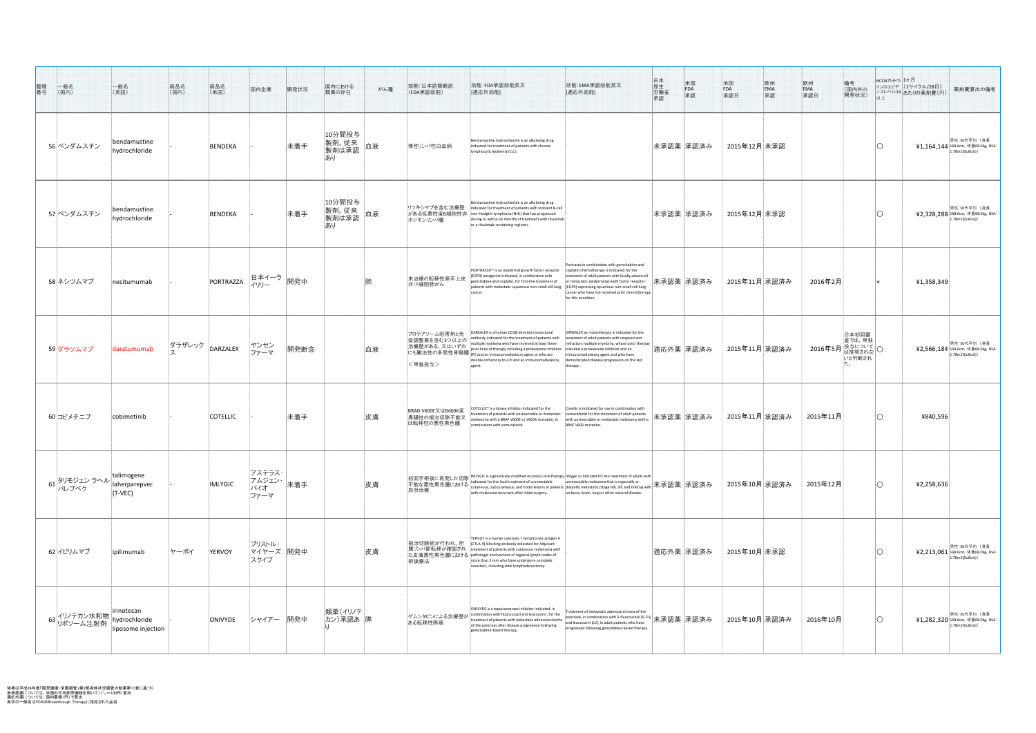| 整理番号 | 一般名（国内） | 一般名（英語） | 商品名（国内） | 商品名（米国） | 国内企業 | 開発状況 | 国内における類薬の存在 | がん種 | 効能：日本語簡略訳（FDA承認効能） | 効能：FDA承認効能英文 [適応外効能] | 効能：EMA承認効能英文 [適応外効能] | 日本厚生労働省承認 | 米国FDA承認 | 米国FDA承認日 | 欧州EMA承認 | 欧州EMA承認日 | 備考（国内外の開発状況） | NCCNガイドラインのエビデンスレベル2A以上 | 1ヶ月（1サイクル/28日）あたりの薬剤費（円） | 薬剤費算出の備考 |
|---|---|---|---|---|---|---|---|---|---|---|---|---|---|---|---|---|---|---|---|---|
| 56 | ベンダムスチン | bendamustine hydrochloride | - | BENDEKA | - | 未着手 | 10分間投与製剤。従来製剤は承認あり | 血液 | 慢性リンパ性白血病 | Bendamustine hydrochloride is an alkylating drug indicated for treatment of patients with chronic lymphocytic leukemia (CLL). | - | 未承認薬 | 承認済み | 2015年12月 | 未承認 | | | ○ | ¥1,164,144 | 男性：50代平均（身長168.6cm、体重68.0kg、BSA1.78m2(DuBois)） |
| 57 | ベンダムスチン | bendamustine hydrochloride | - | BENDEKA | - | 未着手 | 10分間投与製剤。従来製剤は承認あり | 血液 | リツキシマブを含む治療歴がある低悪性度B細胞性非ホジキンリンパ腫 | Bendamustine hydrochloride is an alkylating drug indicated for treatment of patients with indolent B-cell non-Hodgkin lymphoma (NHL) that has progressed during or within six months of treatment with rituximab or a rituximab-containing regimen. | - | 未承認薬 | 承認済み | 2015年12月 | 未承認 | | | ○ | ¥2,328,288 | 男性：50代平均（身長168.6cm、体重68.0kg、BSA1.78m2(DuBois)） |
| 58 | ネシツムマブ | necitumumab | | PORTRAZZA | 日本イーライリリー | 開発中 | | 肺 | 未治療の転移性扁平上皮非小細胞肺がん | PORTRAZZA™ is an epidermal growth factor receptor (EGFR) antagonist indicated, in combination with gemcitabine and cisplatin, for first-line treatment of patients with metastatic squamous non-small cell lung cancer. | Portrazza in combination with gemcitabine and cisplatin chemotherapy is indicated for the treatment of adult patients with locally advanced or metastatic epidermal growth factor receptor (EGFR) expressing squamous non-small cell lung cancer who have not received prior chemotherapy for this condition. | 未承認薬 | 承認済み | 2015年11月 | 承認済み | 2016年2月 | | × | ¥1,358,349 | |
| 59 | ダラツムマブ | daratumumab | ダラザレックス | DARZALEX | ヤンセンファーマ | 開発断念 | | 血液 | プロテアソーム阻害剤と免疫調整薬を含む3つ以上の治療歴がある、又はいずれにも難治性の多発性骨髄腫<br><単独投与> | DARZALEX is a human CD38-directed monoclonal antibody indicated for the treatment of patients with multiple myeloma who have received at least three prior lines of therapy including a proteasome inhibitor (PI) and an immunomodulatory agent or who are double-refractory to a PI and an immunomodulatory agent. | DARZALEX as monotherapy is indicated for the treatment of adult patients with relapsed and refractory multiple myeloma, whose prior therapy included a proteasome inhibitor and an immunomodulatory agent and who have demonstrated disease progression on the last therapy. | 適応外薬 | 承認済み | 2015年11月 | 承認済み | 2016年5月 | 日本初回審査では、単独投与については推奨されないと判断された。 | ○ | ¥2,566,184 | 男性：50代平均（身長168.6cm、体重68.0kg、BSA1.78m2(DuBois)） |
| 60 | コビメチニブ | cobimetinib | - | COTELLIC | - | 未着手 | | 皮膚 | BRAF V600E又はB600K変異陽性の根治切除不能又は転移性の悪性黒色腫 | COTELLIC® is a kinase inhibitor indicated for the treatment of patients with unresectable or metastatic melanoma with a BRAF V600E or V600K mutation, in combination with vemurafenib. | Cotellic is indicated for use in combination with vemurafenib for the treatment of adult patients with unresectable or metastatic melanoma with a BRAF V600 mutation. | 未承認薬 | 承認済み | 2015年11月 | 承認済み | 2015年11月 | | ○ | ¥840,596 | |
| 61 | タリモジェン ラヘルパレプベク | talimogene laherparepvec (T-VEC) | - | IMLYGIC | アステラス・アムジェン・バイオファーマ | 未着手 | | 皮膚 | 初回手術後に再発した切除不能な悪性黒色腫における局所治療 | IMLYGIC is a genetically modified oncolytic viral therapy indicated for the local treatment of unresectable cutaneous, subcutaneous, and nodal lesions in patients with melanoma recurrent after initial surgery. | Imlygic is indicated for the treatment of adults with unresectable melanoma that is regionally or distantly metastatic (Stage IIIB, IIIC and IVM1a) with no bone, brain, lung or other visceral disease. | 未承認薬 | 承認済み | 2015年10月 | 承認済み | 2015年12月 | | ○ | ¥2,258,636 | |
| 62 | イピリムマブ | ipilimumab | ヤーボイ | YERVOY | ブリストル・マイヤーズ スクイブ | 開発中 | | 皮膚 | 根治切除術が行われ、所属リンパ節転移が確認された皮膚悪性黒色腫における術後療法 | YERVOY is a human cytotoxic T-lymphocyte antigen 4 (CTLA-4)-blocking antibody indicated for Adjuvant treatment of patients with cutaneous melanoma with pathologic involvement of regional lymph nodes of more than 1 mm who have undergone complete resection, including total lymphadenectomy. | - | 適応外薬 | 承認済み | 2015年10月 | 未承認 | | | ○ | ¥2,213,061 | 男性：50代平均（身長168.6cm、体重68.0kg、BSA1.78m2(DuBois)） |
| 63 | イリノテカン水和物リポソーム注射剤 | irinotecan hydrochloride liposome injection | | ONIVYDE | シャイアー | 開発中 | 類薬（イリノテカン）承認あり | 膵 | ゲムシタビンによる治療歴がある転移性膵癌 | ONIVYDE is a topoisomerase inhibitor indicated, in combination with fluorouracil and leucovorin, for the treatment of patients with metastatic adenocarcinoma of the pancreas after disease progression following gemcitabine-based therapy. | Treatment of metastatic adenocarcinoma of the pancreas, in combination with 5-fluorouracil (5-FU) and leucovorin (LV), in adult patients who have progressed following gemcitabine based therapy. | 未承認薬 | 承認済み | 2015年10月 | 承認済み | 2016年10月 | | ○ | ¥1,282,320 | 男性：50代平均（身長168.6cm、体重68.0kg、BSA1.78m2(DuBois)） |

体格は平成24年度「国民健康・栄養調査」第2部身体状況調査の結果第11表に基づく
未承認薬については、米国の平均卸売価格を用いて(1 ＄＝100円)算出
適応外薬については、国内薬価(円)で算出
赤字の一般名はFDAのBreakthrough Therapyに指定された品目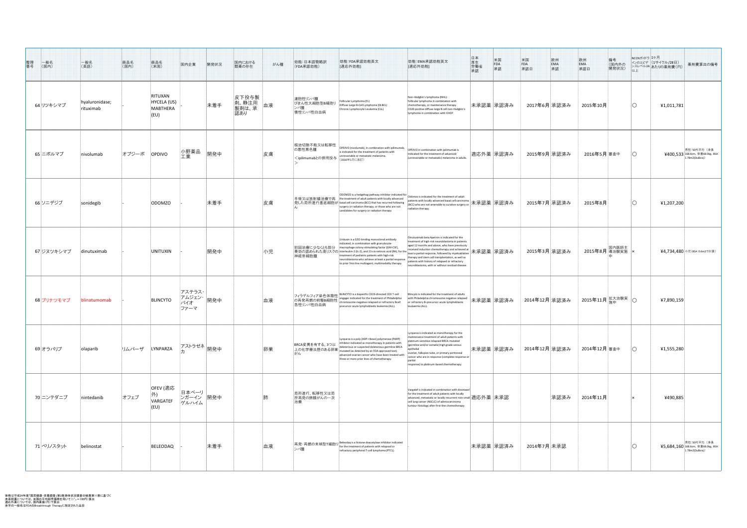| 整理番号 | 一般名（国内） | 一般名（英語） | 商品名（国内） | 商品名（米国） | 国内企業 | 開発状況 | 国内における類薬の存在 | がん種 | 効能：日本語簡略訳（FDA承認効能） | 効能：FDA承認効能英文[適応外効能] | 効能：EMA承認効能英文[適応外効能] | 日本厚生労働省承認 | 米国FDA承認 | 米国FDA承認日 | 欧州EMA承認 | 欧州EMA承認日 | 備考（国内外の開発状況） | NCCNガイドラインのエビデンスレベル2A以上 | 1ケ月（1サイクル/28日）あたりの薬剤費（円） | 薬剤費算出の備考 |
|---|---|---|---|---|---|---|---|---|---|---|---|---|---|---|---|---|---|---|---|---|
| 64 | リツキシマブ | hyaluronidase; rituximab | - | RITUXAN HYCELA (US) MABTHERA (EU) | - | 未着手 | 皮下投与製剤。静注用製剤は、承認あり | 血液 | 濾胞性リンパ腫<br>びまん性大細胞型B細胞リンパ腫<br>慢性リンパ性白血病 | Follicular Lymphoma (FL)<br>Diffuse Large B-Cell Lymphoma (DLBCL)<br>Chronic Lymphocytic Leukemia (CLL) | Non-Hodgkin's lymphoma (NHL):<br>follicular lymphoma in combination with chemotherapy, or maintenance therapy<br>CD20 positive diffuse large B cell non-Hodgkin's lymphoma in combination with CHOP | 未承認薬 | 承認済み | 2017年6月 | 承認済み | 2015年10月 | | ○ | ¥1,011,781 | |
| 65 | ニボルマブ | nivolumab | オプジーボ | OPDIVO | 小野薬品工業 | 開発中 | | 皮膚 | 根治切除不能又は転移性の悪性黒色腫<br><ipilimumabとの併用投与> | OPDIVO (nivolumab), in combination with ipilimumab, is indicated for the treatment of patients with unresectable or metastatic melanoma.<br>（2016年1月に改訂） | OPDIVO in combination with ipilimumab is indicated for the treatment of advanced (unresectable or metastatic) melanoma in adults. | 適応外薬 | 承認済み | 2015年9月 | 承認済み | 2016年5月 | 審査中 | ○ | ¥400,533 | 男性：50代平均 （身長168.6cm、体重68.0kg、BSA：1.78m2(DuBois)） |
| 66 | ソニデジブ | sonidegib | | ODOMZO | - | 未着手 | | 皮膚 | 手術又は放射線治療で再発した局所進行基底細胞がん | ODOMZO is a hedgehog pathway inhibitor indicated for the treatment of adult patients with locally advanced basal cell carcinoma (BCC) that has recurred following surgery or radiation therapy, or those who are not candidates for surgery or radiation therapy | Odomzo is indicated for the treatment of adult patients with locally advanced basal cell carcinoma (BCC) who are not amenable to curative surgery or radiation therapy. | 未承認薬 | 承認済み | 2015年7月 | 承認済み | 2015年8月 | | ○ | ¥1,207,200 | |
| 67 | ジヌツキシマブ | dinutuximab | - | UNITUXIN | - | 開発中 | | 小児 | 初回治療に少なくとも部分奏効の認められた高リスクの神経芽細胞腫 | Unituxin is a GD2-binding monoclonal antibody indicated, in combination with granulocyte-macrophage colony-stimulating factor (GM-CSF), interleukin-2 (IL-2), and 13-cis-retinoic acid (RA), for the treatment of pediatric patients with high-risk neuroblastoma who achieve at least a partial response to prior first-line multiagent, multimodality therapy. | Dinutuximab beta Apeiron is indicated for the treatment of high-risk neuroblastoma in patients aged 12 months and above, who have previously received induction chemotherapy and achieved at least a partial response, followed by myeloablative therapy and stem cell transplantation, as well as patients with history of relapsed or refractory neuroblastoma, with or without residual disease. | 未承認薬 | 承認済み | 2015年3月 | 承認済み | 2015年8月 | 国内医師主導治験実施中 | × | ¥4,734,480 | 小児（BSA：0.6m2で計算） |
| 68 | ブリナツモマブ | blinatumomab | - | BLINCYTO | アステラス・アムジェン・バイオファーマ | 開発中 | | 血液 | フィラデルフィア染色体陰性の再発再燃の前駆B細胞性急性リンパ性白血病 | BLINCYTO is a bispecific CD19-directed CD3 T-cell engager indicated for the treatment of Philadelphia chromosome-negative relapsed or refractory B-cell precursor acute lymphoblastic leukemia (ALL). | Blincyto is indicated for the treatment of adults with Philadelphia chromosome negative relapsed or refractory B-precursor acute lymphoblastic leukaemia (ALL). | 未承認薬 | 承認済み | 2014年12月 | 承認済み | 2015年11月 | 拡大治験実施中 | ○ | ¥7,890,159 | |
| 69 | オラパリブ | olaparib | リムパーザ | LYNPARZA | アストラゼネカ | 開発中 | | 卵巣 | BRCA変異を有する、3つ以上の化学療法歴のある卵巣がん | Lynparza is a poly (ADP-ribose) polymerase (PARP) inhibitor indicated as monotherapy in patients with deleterious or suspected deleterious germline BRCA mutated (as detected by an FDA-approved test) advanced ovarian cancer who have been treated with three or more prior lines of chemotherapy. | Lynparza is indicated as monotherapy for the maintenance treatment of adult patients with platinum-sensitive relapsed BRCA-mutated (germline and/or somatic) high grade serous epithelial ovarian, fallopian tube, or primary peritoneal cancer who are in response (complete response or partial response) to platinum-based chemotherapy. | 未承認薬 | 承認済み | 2014年12月 | 承認済み | 2014年12月 | 審査中 | ○ | ¥1,555,280 | |
| 70 | ニンテダニブ | nintedanib | オフェブ | OFEV (適応外) VARGATEF (EU) | 日本ベーリンガーインゲルハイム | 開発中 | | 肺 | 局所進行、転移性又は局所再発の腺がんの一次治療 | - | Vargatef is indicated in combination with docetaxel for the treatment of adult patients with locally advanced, metastatic or locally recurrent non-small cell lung cancer (NSCLC) of adenocarcinoma tumour histology after first-line chemotherapy. | 適応外薬 | 未承認 | | 承認済み | 2014年11月 | | × | ¥490,885 | |
| 71 | ベリノスタット | belinostat | | BELEODAQ | - | 未着手 | | 血液 | 再発・再燃の末梢型T細胞リンパ腫 | Beleodaq is a histone deacetylase inhibitor indicated for the treatment of patients with relapsed or refractory peripheral T-cell lymphoma (PTCL). | - | 未承認薬 | 承認済み | 2014年7月 | 未承認 | | | ○ | ¥5,684,160 | 男性：50代平均 （身長168.6cm、体重68.0kg、BSA：1.78m2(DuBois)） |

体格は平成24年度「国民健康・栄養調査」第2部身体状況調査の結果第11表に基づく
未承認薬については、米国の平均卸売価格を用いて(1ドル＝100円)算出
適応外薬については、国内薬価(円)で算出
赤字の一般名はFDAのBreakthrough Therapyに指定された品目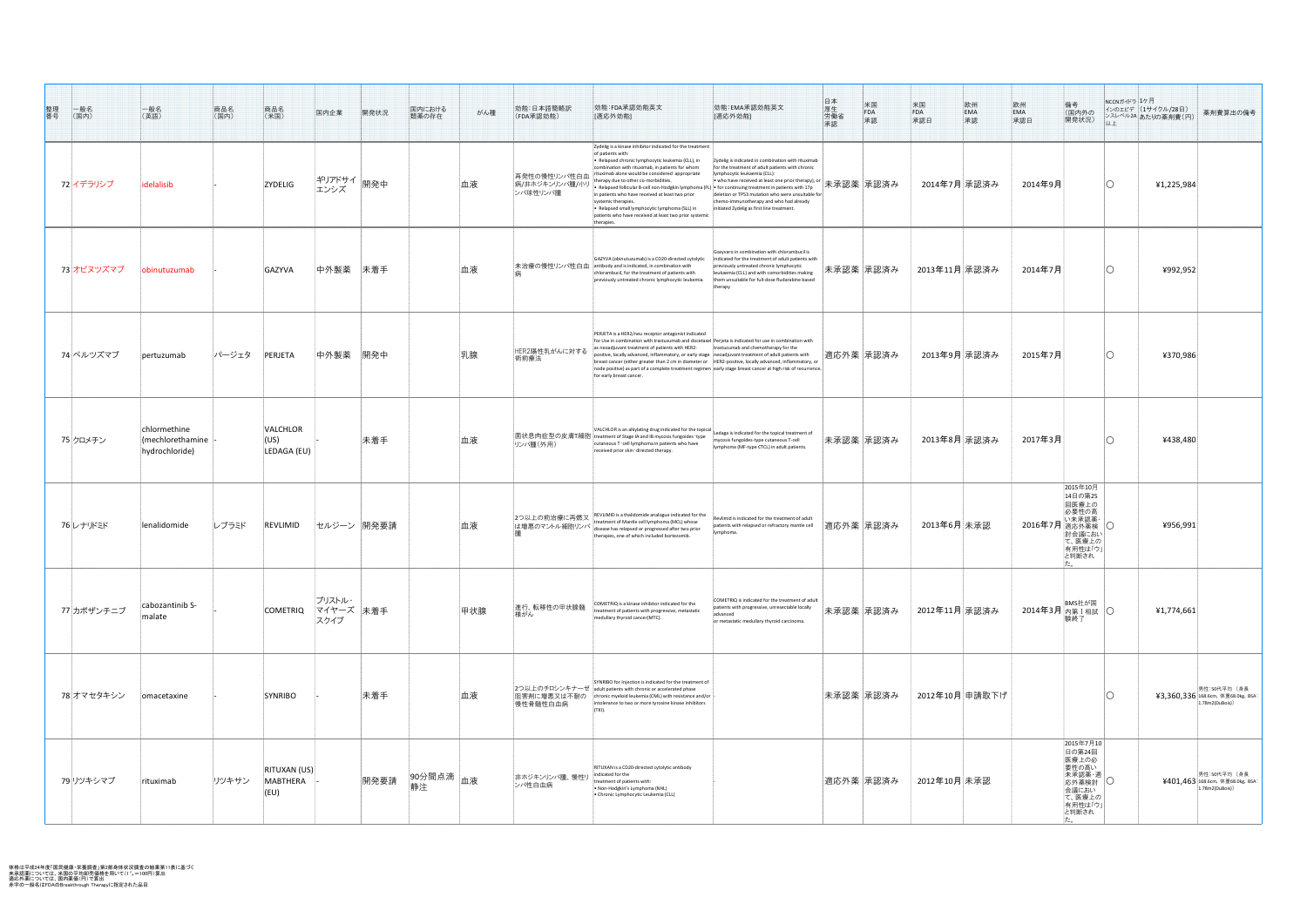| 整理番号 | 一般名（国内） | 一般名（英語） | 商品名（国内） | 商品名（米国） | 国内企業 | 開発状況 | 国内における類薬の存在 | がん種 | 効能：日本語簡略訳（FDA承認効能） | 効能：FDA承認効能英文[適応外効能] | 効能：EMA承認効能英文[適応外効能] | 日本厚生労働省承認 | 米国FDA承認 | 米国FDA承認日 | 欧州EMA承認 | 欧州EMA承認日 | 備考（国内外の開発状況） | NCCNガイドラインのエビデンスレベル2A以上 | 1ヶ月（1サイクル/28日）あたりの薬剤費（円） | 薬剤費算出の備考 |
|---|---|---|---|---|---|---|---|---|---|---|---|---|---|---|---|---|---|---|---|---|
| 72 | イデラリシブ | idelalisib | - | ZYDELIG | ギリアドサイエンシズ | 開発中 | | 血液 | 再発性の慢性リンパ性白血病/非ホジキンリンパ腫/小リンパ球性リンパ腫 | Zydelig is a kinase inhibitor indicated for the treatment of patients with: • Relapsed chronic lymphocytic leukemia (CLL), in combination with rituximab, in patients for whom rituximab alone would be considered appropriate therapy due to other co-morbidities. • Relapsed follicular B-cell non-Hodgkin lymphoma (FL) in patients who have received at least two prior systemic therapies. • Relapsed small lymphocytic lymphoma (SLL) in patients who have received at least two prior systemic therapies. | Zydelig is indicated in combination with rituximab for the treatment of adult patients with chronic lymphocytic leukemia (CLL): • who have received at least one prior therapy), or • for continuing treatment in patients with 17p deletion or TP53 mutation who were unsuitable for chemo-immunotherapy and who had already initiated Zydelig as first line treatment. | 未承認薬 | 承認済み | 2014年7月 | 承認済み | 2014年9月 | | ○ | ¥1,225,984 | |
| 73 | オビヌツズマブ | obinutuzumab | - | GAZYVA | 中外製薬 | 未着手 | | 血液 | 未治療の慢性リンパ性白血病 | GAZYVA (obinutuzumab) is a CD20-directed cytolytic antibody and is indicated, in combination with chlorambucil, for the treatment of patients with previously untreated chronic lymphocytic leukemia. | Gazyvaro in combination with chlorambucil is indicated for the treatment of adult patients with previously untreated chronic lymphocytic leukaemia (CLL) and with comorbidities making them unsuitable for full-dose fludarabine based therapy | 未承認薬 | 承認済み | 2013年11月 | 承認済み | 2014年7月 | | ○ | ¥992,952 | |
| 74 | ペルツズマブ | pertuzumab | パージェタ | PERJETA | 中外製薬 | 開発中 | | 乳腺 | HER2陽性乳がんに対する術前療法 | PERJETA is a HER2/neu receptor antagonist indicated for Use in combination with trastuzumab and docetaxel as neoadjuvant treatment of patients with HER2-positive, locally advanced, inflammatory, or early stage breast cancer (either greater than 2 cm in diameter or node positive) as part of a complete treatment regimen for early breast cancer. | Perjeta is indicated for use in combination with trastuzumab and chemotherapy for the neoadjuvant treatment of adult patients with HER2-positive, locally advanced, inflammatory, or early stage breast cancer at high risk of recurrence. | 適応外薬 | 承認済み | 2013年9月 | 承認済み | 2015年7月 | | ○ | ¥370,986 | |
| 75 | クロメチン | chlormethine (mechlorethamine hydrochloride) | - | VALCHLOR (US) LEDAGA (EU) | - | 未着手 | | 血液 | 菌状息肉症型の皮膚T細胞リンパ腫(外用) | VALCHLOR is an alkylating drug indicated for the topical treatment of Stage IA and IB mycosis fungoides- type cutaneous T- cell lymphoma in patients who have received prior skin- directed therapy. | Ledaga is indicated for the topical treatment of mycosis fungoides-type cutaneous T-cell lymphoma (MF-type CTCL) in adult patients. | 未承認薬 | 承認済み | 2013年8月 | 承認済み | 2017年3月 | | ○ | ¥438,480 | |
| 76 | レナリドミド | lenalidomide | レブラミド | REVLIMID | セルジーン | 開発要請 | | 血液 | 2つ以上の前治療に再燃又は増悪のマントル細胞リンパ腫 | REVLIMID is a thalidomide analogue indicated for the treatment of Mantle cell lymphoma (MCL) whose disease has relapsed or progressed after two prior therapies, one of which included bortezomib. | Revlimid is indicated for the treatment of adult patients with relapsed or refractory mantle cell lymphoma. | 適応外薬 | 承認済み | 2013年6月 | 未承認 | 2016年7月 | 2015年10月14日の第25回医療上の必要性の高い未承認薬・適応外薬検討会議において、医療上の有用性は「ウ」と判断された。 | ○ | ¥956,991 | |
| 77 | カボザンチニブ | cabozantinib S-malate | - | COMETRIQ | ブリストル・マイヤーズスクイブ | 未着手 | | 甲状腺 | 進行、転移性の甲状腺髄様がん | COMETRIQ is a kinase inhibitor indicated for the treatment of patients with progressive, metastatic medullary thyroid cancer(MTC). | COMETRIQ is indicated for the treatment of adult patients with progressive, unresectable locally advanced or metastatic medullary thyroid carcinoma. | 未承認薬 | 承認済み | 2012年11月 | 承認済み | 2014年3月 | BMS社が国内第Ⅰ相試験終了 | ○ | ¥1,774,661 | |
| 78 | オマセタキシン | omacetaxine | - | SYNRIBO | - | 未着手 | | 血液 | 2つ以上のチロシンキナーゼ阻害剤に増悪又は不耐の慢性骨髄性白血病 | SYNRIBO for injection is indicated for the treatment of adult patients with chronic or accelerated phase chronic myeloid leukemia (CML) with resistance and/or intolerance to two or more tyrosine kinase inhibitors (TKI). | - | 未承認薬 | 承認済み | 2012年10月 | 申請取下げ | | | ○ | ¥3,360,336 | 男性:50代平均（身長168.6cm、体重68.0kg、BSA:1.78m2(DuBois)） |
| 79 | リツキシマブ | rituximab | リツキサン | RITUXAN (US) MABTHERA (EU) | - | 開発要請 | 90分間点滴静注 | 血液 | 非ホジキンリンパ腫、慢性リンパ性白血病 | RITUXAN is a CD20-directed cytolytic antibody indicated for the treatment of patients with: • Non-Hodgkin's Lymphoma (NHL) • Chronic Lymphocytic Leukemia (CLL) | - | 適応外薬 | 承認済み | 2012年10月 | 未承認 | | 2015年7月10日の第24回医療上の必要性の高い未承認薬・適応外薬検討会議において、医療上の有用性は「ウ」と判断された。 | ○ | ¥401,463 | 男性:50代平均（身長168.6cm、体重68.0kg、BSA:1.78m2(DuBois)） |

体格は平成24年度「国民健康・栄養調査」第2部身体状況調査の結果第11表に基づく
未承認薬については、米国の平均卸売価格を用いて(1＄＝100円)算出
適応外薬については、国内薬価(円)で算出
赤字の一般名はFDAのBreakthrough Therapyに指定された品目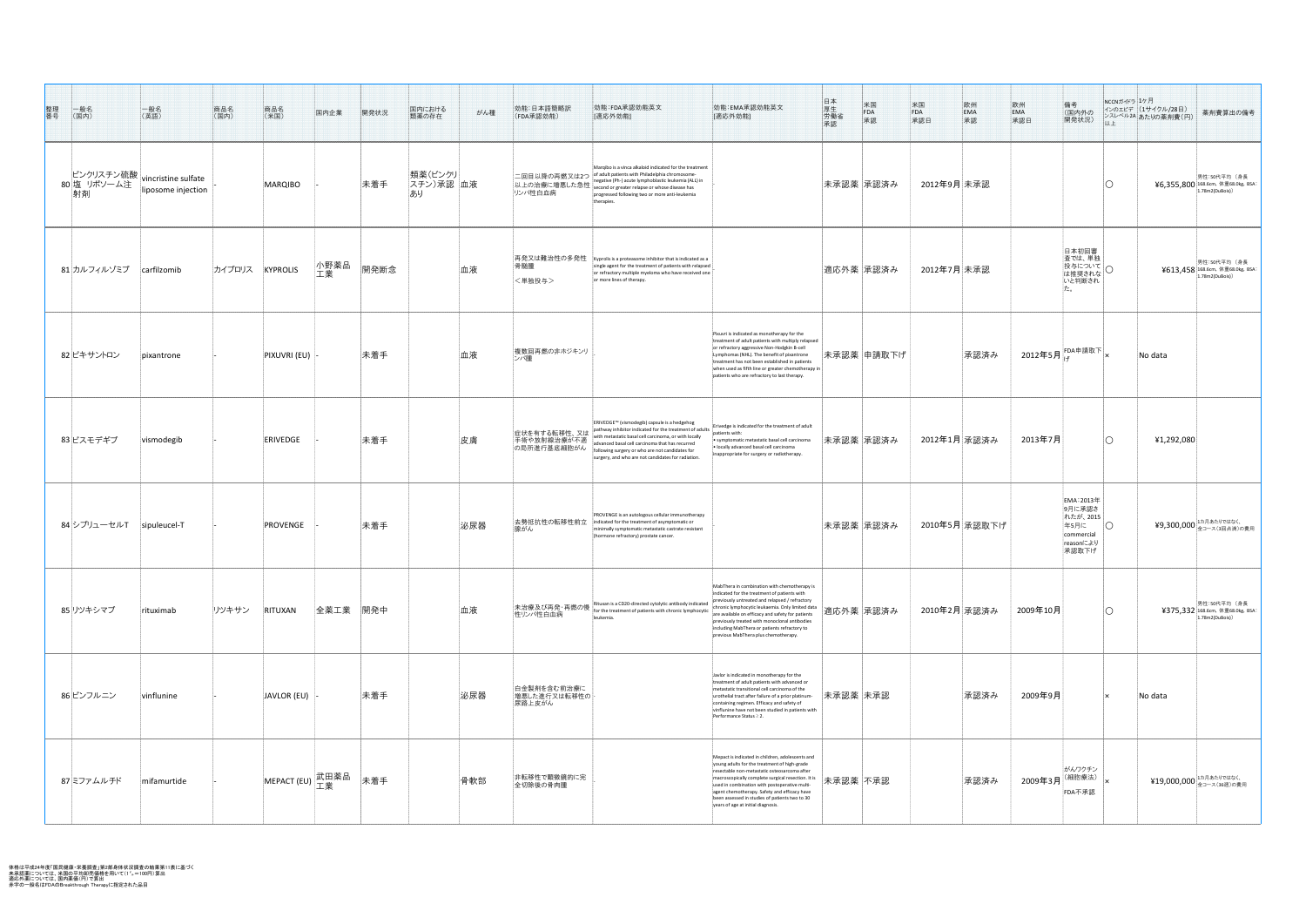| 整理番号 | 一般名（国内） | 一般名（英語） | 商品名（国内） | 商品名（米国） | 国内企業 | 開発状況 | 国内における類薬の存在 | がん種 | 効能：日本語簡略訳（FDA承認効能） | 効能：FDA承認効能英文［適応外効能］ | 効能：EMA承認効能英文［適応外効能］ | 日本厚生労働省承認 | 米国FDA承認 | 米国FDA承認日 | 欧州EMA承認 | 欧州EMA承認日 | 備考（国内外の開発状況） | NCCNガイドラインのエビデンスレベル2A以上 | 1ヶ月（1サイクル/28日）あたりの薬剤費（円） | 薬剤費算出の備考 |
|---|---|---|---|---|---|---|---|---|---|---|---|---|---|---|---|---|---|---|---|---|
| 80 | ビンクリスチン硫酸塩 リポソーム注射剤 | vincristine sulfate liposome injection | | MARQIBO | - | 未着手 | 類薬（ビンクリスチン）承認あり | 血液 | 二回目以降の再燃又は2つ以上の治療に増悪した急性リンパ性白血病 | Marqibo is a vinca alkaloid indicated for the treatment of adult patients with Philadelphia chromosome-negative (Ph-) acute lymphoblastic leukemia (ALL) in second or greater relapse or whose disease has progressed following two or more anti-leukemia therapies. | - | 未承認薬 | 承認済み | 2012年9月 | 未承認 | | | ○ | ¥6,355,800 | 男性：50代平均 （身長168.6cm、体重68.0kg、BSA：1.78m2(DuBois)） |
| 81 | カルフィルゾミブ | carfilzomib | カイプロリス | KYPROLIS | 小野薬品工業 | 開発断念 | | 血液 | 再発又は難治性の多発性骨髄腫 ＜単独投与＞ | Kyprolis is a proteasome inhibitor that is indicated as a single agent for the treatment of patients with relapsed or refractory multiple myeloma who have received one or more lines of therapy. | | 適応外薬 | 承認済み | 2012年7月 | 未承認 | | 日本初回審査では、単独投与については推奨されないと判断された。 | ○ | ¥613,458 | 男性：50代平均 （身長168.6cm、体重68.0kg、BSA：1.78m2(DuBois)） |
| 82 | ピキサントロン | pixantrone | - | PIXUVRI (EU) | - | 未着手 | | 血液 | 複数回再燃の非ホジキンリンパ腫 | - | Pixuvri is indicated as monotherapy for the treatment of adult patients with multiply relapsed or refractory aggressive Non-Hodgkin B-cell Lymphomas (NHL). The benefit of pixantrone treatment has not been established in patients when used as fifth line or greater chemotherapy in patients who are refractory to last therapy. | 未承認薬 | 申請取下げ | | 承認済み | 2012年5月 | FDA申請取下げ | × | No data | |
| 83 | ビスモデギブ | vismodegib | | ERIVEDGE | - | 未着手 | | 皮膚 | 症状を有する転移性、又は手術や放射線治療が不適の局所進行基底細胞がん | ERIVEDGE™ (vismodegib) capsule is a hedgehog pathway inhibitor indicated for the treatment of adults with metastatic basal cell carcinoma, or with locally advanced basal cell carcinoma that has recurred following surgery or who are not candidates for surgery, and who are not candidates for radiation. | Erivedge is indicated for the treatment of adult patients with: • symptomatic metastatic basal cell carcinoma • locally advanced basal cell carcinoma inappropriate for surgery or radiotherapy. | 未承認薬 | 承認済み | 2012年1月 | 承認済み | 2013年7月 | | ○ | ¥1,292,080 | |
| 84 | シプリューセルT | sipuleucel-T | - | PROVENGE | - | 未着手 | | 泌尿器 | 去勢抵抗性の転移性前立腺がん | PROVENGE is an autologous cellular immunotherapy indicated for the treatment of asymptomatic or minimally symptomatic metastatic castrate resistant (hormone refractory) prostate cancer. | - | 未承認薬 | 承認済み | 2010年5月 | 承認取下げ | | EMA：2013年9月に承認されたが、2015年5月にcommercial reasonにより承認取下げ | ○ | ¥9,300,000 | 1カ月あたりではなく、全コース（3回点滴）の費用 |
| 85 | リツキシマブ | rituximab | リツキサン | RITUXAN | 全薬工業 | 開発中 | | 血液 | 未治療及び再発・再燃の慢性リンパ性白血病 | Rituxan is a CD20-directed cytolytic antibody indicated for the treatment of patients with chronic lymphocytic leukemia. | MabThera in combination with chemotherapy is indicated for the treatment of patients with previously untreated and relapsed / refractory chronic lymphocytic leukaemia. Only limited data are available on efficacy and safety for patients previously treated with monoclonal antibodies including MabThera or patients refractory to previous MabThera plus chemotherapy. | 適応外薬 | 承認済み | 2010年2月 | 承認済み | 2009年10月 | | ○ | ¥375,332 | 男性：50代平均 （身長168.6cm、体重68.0kg、BSA：1.78m2(DuBois)） |
| 86 | ビンフルニン | vinflunine | - | JAVLOR (EU) | - | 未着手 | | 泌尿器 | 白金製剤を含む前治療に増悪した進行又は転移性の尿路上皮がん | - | Javlor is indicated in monotherapy for the treatment of adult patients with advanced or metastatic transitional cell carcinoma of the urothelial tract after failure of a prior platinum-containing regimen. Efficacy and safety of vinflunine have not been studied in patients with Performance Status ≥ 2. | 未承認薬 | 未承認 | | 承認済み | 2009年9月 | | × | No data | |
| 87 | ミファムルチド | mifamurtide | - | MEPACT (EU) | 武田薬品工業 | 未着手 | | 骨軟部 | 非転移性で肉眼的に完全切除後の骨肉腫 | - | Mepact is indicated in children, adolescents and young adults for the treatment of high-grade resectable non-metastatic osteosarcoma after macroscopically complete surgical resection. It is used in combination with postoperative multi-agent chemotherapy. Safety and efficacy have been assessed in studies of patients two to 30 years of age at initial diagnosis. | 未承認薬 | 不承認 | | 承認済み | 2009年3月 | がんワクチン（細胞療法） FDA不承認 | × | ¥19,000,000 | 1カ月あたりではなく、全コース（36週）の費用 |

体格は平成24年度「国民健康・栄養調査」第2部身体状況調査の結果第11表に基づく
未承認薬については、米国の平均卸売価格を用いて(1ドル＝100円)算出
適応外薬については、国内薬価(円)で算出
赤字の一般名はFDAのBreakthrough Therapyに指定された品目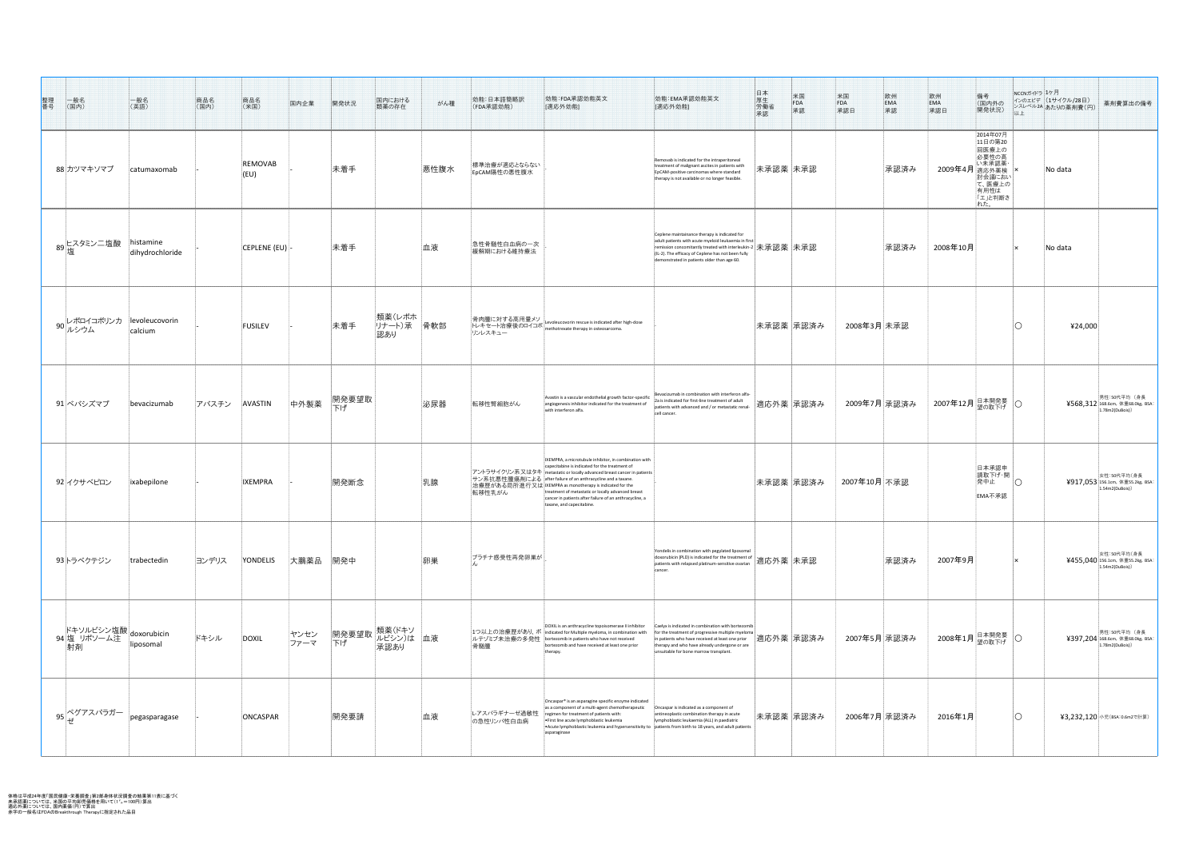| 整理番号 | 一般名（国内） | 一般名（英語） | 商品名（国内） | 商品名（米国） | 国内企業 | 開発状況 | 国内における類薬の存在 | がん種 | 効能：日本語簡略訳（FDA承認効能） | 効能：FDA承認効能英文[適応外効能] | 効能：EMA承認効能英文[適応外効能] | 日本厚生労働省承認 | 米国FDA承認 | 米国FDA承認日 | 欧州EMA承認 | 欧州EMA承認日 | 備考（国内外の開発状況） | NCCNガイドラインのエビデンスレベル2A以上 | 1ヶ月（1サイクル/28日）あたりの薬剤費（円） | 薬剤費算出の備考 |
|---|---|---|---|---|---|---|---|---|---|---|---|---|---|---|---|---|---|---|---|---|
| 88 | カツマキソマブ | catumaxomab | - | REMOVAB (EU) | - | 未着手 | | 悪性腹水 | 標準治療が適応とならないEpCAM陽性の悪性腹水 | - | Removab is indicated for the intraperitoneal treatment of malignant ascites in patients with EpCAM-positive carcinomas where standard therapy is not available or no longer feasible. | 未承認薬 | 未承認 | | 承認済み | 2009年4月 | 2014年07月11日の第20回医療上の必要性の高い未承認薬・適応外薬検討会議において、医療上の有用性は「エ」と判断された。 | × | No data | |
| 89 | ヒスタミン二塩酸塩 | histamine dihydrochloride | - | CEPLENE (EU) | - | 未着手 | | 血液 | 急性骨髄性白血病の一次緩解期における維持療法 | | Ceplene maintenance therapy is indicated for adult patients with acute myeloid leukaemia in first remission concomitantly treated with interleukin-2 (IL-2). The efficacy of Ceplene has not been fully demonstrated in patients older than age 60. | 未承認薬 | 未承認 | | 承認済み | 2008年10月 | | × | No data | |
| 90 | レボロイコボリンカルシウム | levoleucovorin calcium | - | FUSILEV | - | 未着手 | 類薬（レボホリナート）承認あり | 骨軟部 | 骨肉腫に対する高用量メソトレキセート治療後のロイコボリンレスキュー | Levoleucovorin rescue is indicated after high-dose methotrexate therapy in osteosarcoma. | - | 未承認薬 | 承認済み | 2008年3月 | 未承認 | | | ○ | ¥24,000 | |
| 91 | ベバシズマブ | bevacizumab | アバスチン | AVASTIN | 中外製薬 | 開発要望取下げ | | 泌尿器 | 転移性腎細胞がん | Avastin is a vascular endothelial growth factor-specific angiogenesis inhibitor indicated for the treatment of with interferon alfa. | Bevacizumab in combination with interferon alfa-2a is indicated for first-line treatment of adult patients with advanced and / or metastatic renal-cell cancer. | 適応外薬 | 承認済み | 2009年7月 | 承認済み | 2007年12月 | 日本開発要望の取下げ | ○ | ¥568,312 | 男性（50代平均（身長168.6cm、体重68.0kg、BSA1.78m2(DuBois)） |
| 92 | イクサベピロン | ixabepilone | - | IXEMPRA | - | 開発断念 | | 乳腺 | アントラサイクリン系又はタキサン系抗悪性腫瘍剤による治療歴がある局所進行又は転移性乳がん | IXEMPRA, a microtubule inhibitor, in combination with capecitabine is indicated for the treatment of metastatic or locally advanced breast cancer in patients after failure of an anthracycline and a taxane. IXEMPRA as monotherapy is indicated for the treatment of metastatic or locally advanced breast cancer in patients after failure of an anthracycline, a taxane, and capecitabine. | - | 未承認薬 | 承認済み | 2007年10月 | 未承認 | | 日本承認申請取下げ･開発中止<br>EMA不承認 | ○ | ¥917,053 | 女性（50代平均（身長156.1cm、体重55.2kg、BSA1.54m2(DuBois)） |
| 93 | トラベクテジン | trabectedin | ヨンデリス | YONDELIS | 大鵬薬品 | 開発中 | | 卵巣 | プラチナ感受性再発卵巣がん | - | Yondelis in combination with pegylated liposomal doxorubicin (PLD) is indicated for the treatment of patients with relapsed platinum-sensitive ovarian cancer. | 適応外薬 | 未承認 | | 承認済み | 2007年9月 | | × | ¥455,040 | 女性（50代平均（身長156.1cm、体重55.2kg、BSA1.54m2(DuBois)） |
| 94 | ドキソルビシン塩酸塩 リポソーム注射剤 | doxorubicin liposomal | ドキシル | DOXIL | ヤンセンファーマ | 開発要望取下げ | 類薬（ドキソルビシン）は承認あり | 血液 | 1つ以上の治療歴があり、ボルテゾミブ未治療の多発性骨髄腫 | DOXIL is an anthracycline topoisomerase II inhibitor indicated for Multiple myeloma, in combination with bortezomib in patients who have not received bortezomib and have received at least one prior therapy. | Caelyx is indicated in combination with bortezomib for the treatment of progressive multiple myeloma in patients who have received at least one prior therapy and who have already undergone or are unsuitable for bone marrow transplant. | 適応外薬 | 承認済み | 2007年5月 | 承認済み | 2008年1月 | 日本開発要望の取下げ | ○ | ¥397,204 | 男性（50代平均（身長168.6cm、体重68.0kg、BSA1.78m2(DuBois)） |
| 95 | ペグアスパラガーゼ | pegasparagase | - | ONCASPAR | | 開発要請 | | 血液 | L-アスパラギナーゼ過敏性の急性リンパ性白血病 | Oncaspar® is an asparagine specific enzyme indicated as a component of a multi-agent chemotherapeutic regimen for treatment of patients with:<br>•First line acute lymphoblastic leukemia<br>•Acute lymphoblastic leukemia and hypersensitivity to asparaginase | Oncaspar is indicated as a component of antineoplastic combination therapy in acute lymphoblastic leukaemia (ALL) in paediatric patients from birth to 18 years, and adult patients | 未承認薬 | 承認済み | 2006年7月 | 承認済み | 2016年1月 | | ○ | ¥3,232,120 | 小児（BSA：0.6m2で計算） |

体格は平成24年度「国民健康・栄養調査」第2部身体状況調査の結果第11表に基づく
未承認薬については、米国の平均卸売価格を用いて(1ドル＝100円)算出
適応外薬については、国内薬価(円)で算出
赤字の一般名はFDAのBreakthrough Therapyに指定された品目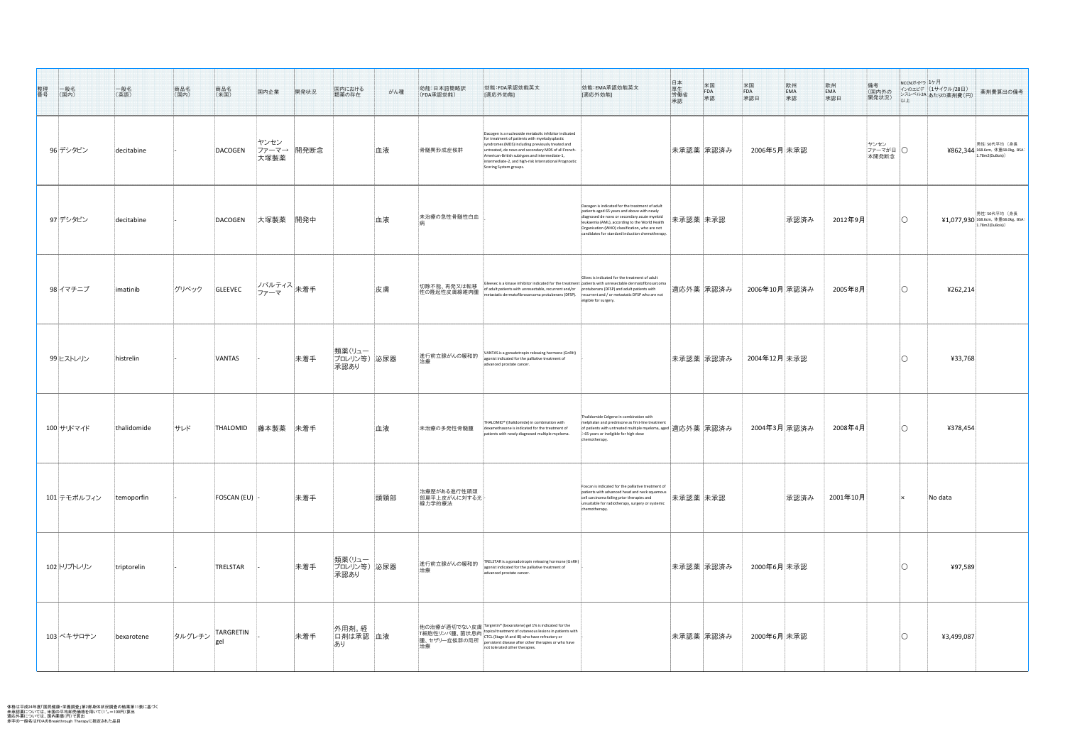| 整理番号 | 一般名（国内） | 一般名（英語） | 商品名（国内） | 商品名（米国） | 国内企業 | 開発状況 | 国内における類薬の存在 | がん種 | 効能：日本語簡略訳（FDA承認効能） | 効能：FDA承認効能英文[適応外効能] | 効能：EMA承認効能英文[適応外効能] | 日本厚生労働省承認 | 米国FDA承認 | 米国FDA承認日 | 欧州EMA承認 | 欧州EMA承認日 | 備考（国内外の開発状況） | NCCNガイドラインのエビデンスレベル2A以上 | 1ケ月（1サイクル/28日）あたりの薬剤費（円） | 薬剤費算出の備考 |
|---|---|---|---|---|---|---|---|---|---|---|---|---|---|---|---|---|---|---|---|---|
| 96 | デシタビン | decitabine | - | DACOGEN | ヤンセンファーマ→大塚製薬 | 開発断念 | | 血液 | 骨髄異形成症候群 | Dacogen is a nucleoside metabolic inhibitor indicated for treatment of patients with myelodysplastic syndromes (MDS) including previously treated and untreated, de novo and secondary MDS of all French-American-British subtypes and intermediate-1, intermediate-2, and high-risk International Prognostic Scoring System groups. | - | 未承認薬 | 承認済み | 2006年5月 | 未承認 | | ヤンセンファーマが日本開発断念 | ○ | ¥862,344 | 男性：50代平均（身長168.6cm、体重68.0kg、BSA：1.78m2(DuBois)） |
| 97 | デシタビン | decitabine | - | DACOGEN | 大塚製薬 | 開発中 | | 血液 | 未治療の急性骨髄性白血病 | - | Dacogen is indicated for the treatment of adult patients aged 65 years and above with newly diagnosed de novo or secondary acute myeloid leukaemia (AML), according to the World Health Organisation (WHO) classification, who are not candidates for standard induction chemotherapy. | 未承認薬 | 未承認 | | 承認済み | 2012年9月 | | ○ | ¥1,077,930 | 男性：50代平均（身長168.6cm、体重68.0kg、BSA：1.78m2(DuBois)） |
| 98 | イマチニブ | imatinib | グリベック | GLEEVEC | ノバルティスファーマ | 未着手 | | 皮膚 | 切除不能、再発又は転移性の隆起性皮膚線維肉腫 | Gleevec is a kinase inhibitor indicated for the treatment of adult patients with unresectable, recurrent and/or metastatic dermatofibrosarcoma protuberans (DFSP). | Glivec is indicated for the treatment of adult patients with unresectable dermatofibrosarcoma protuberans (DFSP) and adult patients with recurrent and / or metastatic DFSP who are not eligible for surgery. | 適応外薬 | 承認済み | 2006年10月 | 承認済み | 2005年8月 | | ○ | ¥262,214 | |
| 99 | ヒストレリン | histrelin | - | VANTAS | - | 未着手 | 類薬（リュープロレリン等）承認あり | 泌尿器 | 進行前立腺がんの緩和的治療 | VANTAS is a gonadotropin releasing hormone (GnRH) agonist indicated for the palliative treatment of advanced prostate cancer. | - | 未承認薬 | 承認済み | 2004年12月 | 未承認 | | | ○ | ¥33,768 | |
| 100 | サリドマイド | thalidomide | サレド | THALOMID | 藤本製薬 | 未着手 | | 血液 | 未治療の多発性骨髄腫 | THALOMID® (thalidomide) in combination with dexamethasone is indicated for the treatment of patients with newly diagnosed multiple myeloma. | Thalidomide Celgene in combination with melphalan and prednisone as first-line treatment of patients with untreated multiple myeloma, aged ≥ 65 years or ineligible for high-dose chemotherapy. | 適応外薬 | 承認済み | 2004年3月 | 承認済み | 2008年4月 | | ○ | ¥378,454 | |
| 101 | テモポルフィン | temoporfin | - | FOSCAN (EU) | - | 未着手 | | 頭頸部 | 治療歴がある進行性頭頸部扁平上皮がんに対する光線力学的療法 | - | Foscan is indicated for the palliative treatment of patients with advanced head and neck squamous cell carcinoma failing prior therapies and unsuitable for radiotherapy, surgery or systemic chemotherapy. | 未承認薬 | 未承認 | | 承認済み | 2001年10月 | | × | No data | |
| 102 | トリプトレリン | triptorelin | - | TRELSTAR | - | 未着手 | 類薬（リュープロレリン等）承認あり | 泌尿器 | 進行前立腺がんの緩和的治療 | TRELSTAR is a gonadotropin releasing hormone (GnRH) agonist indicated for the palliative treatment of advanced prostate cancer. | - | 未承認薬 | 承認済み | 2000年6月 | 未承認 | | | ○ | ¥97,589 | |
| 103 | ベキサロテン | bexarotene | タルグレチン | TARGRETIN gel | - | 未着手 | 外用剤。経口剤は承認あり | 血液 | 他の治療が適切でない皮膚T細胞性リンパ腫、菌状息肉腫、セザリー症候群の局所治療 | Targretin® (bexarotene) gel 1% is indicated for the topical treatment of cutaneous lesions in patients with CTCL (Stage IA and IB) who have refractory or persistent disease after other therapies or who have not tolerated other therapies. | - | 未承認薬 | 承認済み | 2000年6月 | 未承認 | | | ○ | ¥3,499,087 | |

体格は平成24年度「国民健康・栄養調査」第2部身体状況調査の結果第11表に基づく
未承認薬については、米国の平均卸売価格を用いて(1ドル＝100円)算出
適応外薬については、国内薬価(円)で算出
赤字の一般名はFDAのBreakthrough Therapyに指定された品目